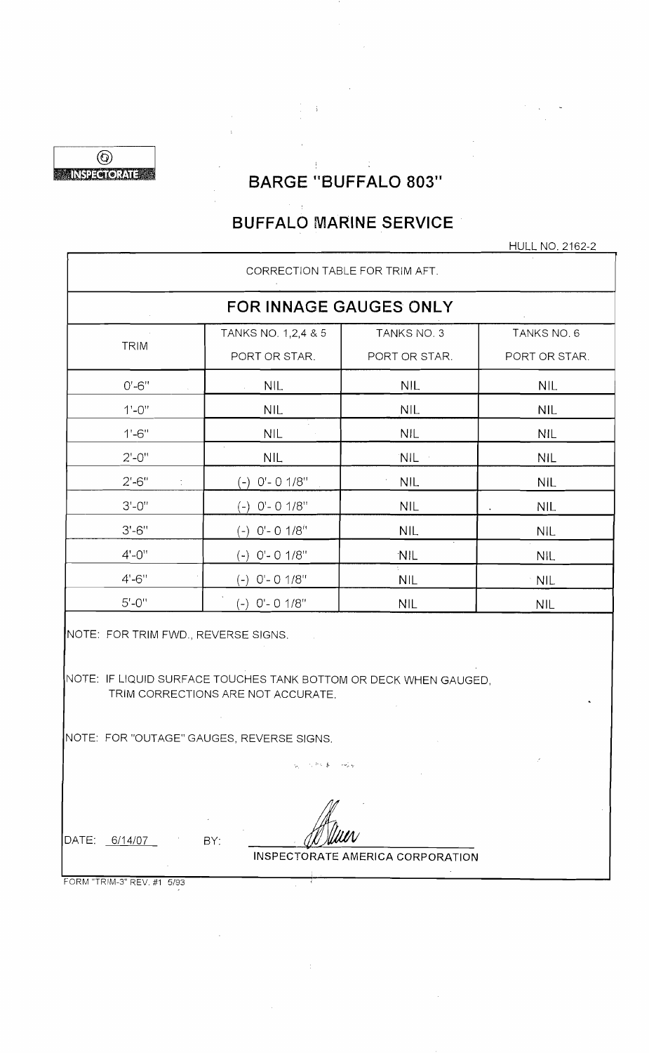INSPECTORATE

# BARGE "BUFFALO 803"

## BUFFALO MARINE SERVICE

HULL NO. 2162-2

CORRECTION TABLE FOR TRIM AFT.

### FOR INNAGE GAUGES ONLY

| TRIM | TANKS NO. 1,2,4 & 5 PORT OR STAR. | TANKS NO. 3 PORT OR STAR. | TANKS NO. 6 PORT OR STAR. |
|---|---|---|---|
| 0'-6" | NIL | NIL | NIL |
| 1'-0" | NIL | NIL | NIL |
| 1'-6" | NIL | NIL | NIL |
| 2'-0" | NIL | NIL | NIL |
| 2'-6" | (-) 0'- 0 1/8" | NIL | NIL |
| 3'-0" | (-) 0'- 0 1/8" | NIL | NIL |
| 3'-6" | (-) 0'- 0 1/8" | NIL | NIL |
| 4'-0" | (-) 0'- 0 1/8" | NIL | NIL |
| 4'-6" | (-) 0'- 0 1/8" | NIL | NIL |
| 5'-0" | (-) 0'- 0 1/8" | NIL | NIL |

NOTE: FOR TRIM FWD., REVERSE SIGNS.

NOTE: IF LIQUID SURFACE TOUCHES TANK BOTTOM OR DECK WHEN GAUGED, TRIM CORRECTIONS ARE NOT ACCURATE.

NOTE: FOR "OUTAGE" GAUGES, REVERSE SIGNS.

DATE: 6/14/07 BY: [signature]

INSPECTORATE AMERICA CORPORATION

FORM "TRIM-3" REV. #1 5/93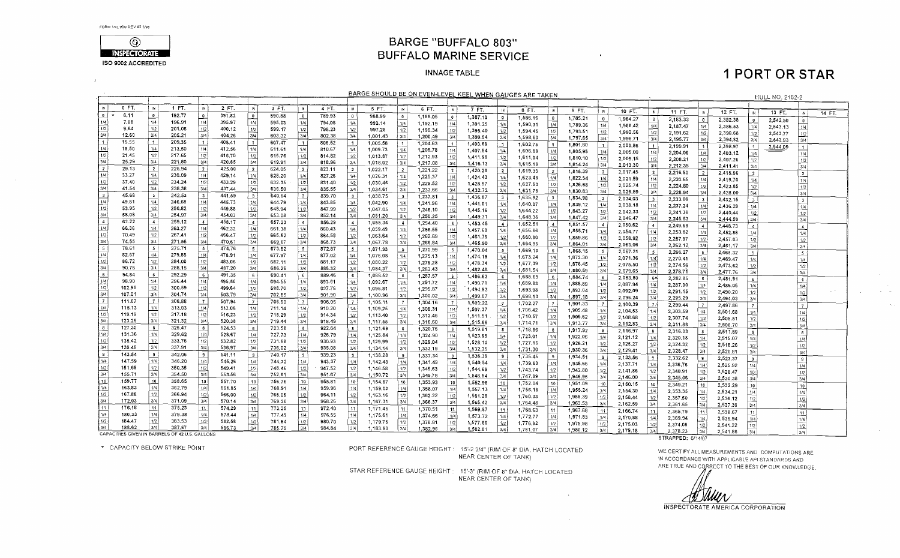FORM 1/4L15W REV #2 7/98

**INSPECTORATE**
ISO 9002 ACCREDITED

# BARGE "BUFFALO 803"
## BUFFALO MARINE SERVICE

### INNAGE TABLE

## 1 PORT OR STAR

**BARGE SHOULD BE ON EVEN-LEVEL KEEL WHEN GAUGES ARE TAKEN**

HULL NO. 2162-2

| IN | 0 FT. | 1 FT. | 2 FT. | 3 FT. | 4 FT. | 5 FT. | 6 FT. | 7 FT. | 8 FT. | 9 FT. | 10 FT. | 11 FT. | 12 FT. | 13 FT. | 14 FT. |
|---|---|---|---|---|---|---|---|---|---|---|---|---|---|---|---|
| 0 * | 6.11 | 192.77 | 391.82 | 590.88 | 789.93 | 988.99 | 1,188.05 | 1,387.10 | 1,586.16 | 1,785.21 | 1,984.27 | 2,183.33 | 2,382.38 | 2,542.50 | |
| 1/4 | 7.88 | 196.91 | 395.97 | 595.03 | 794.08 | 993.14 | 1,192.19 | 1,391.25 | 1,590.31 | 1,789.36 | 1,988.42 | 2,187.47 | 2,386.53 | 2,543.13 | |
| 1/2 | 9.64 | 201.06 | 400.12 | 599.17 | 798.23 | 997.28 | 1,196.34 | 1,395.40 | 1,594.45 | 1,793.51 | 1,992.56 | 2,191.62 | 2,390.68 | 2,543.77 | |
| 3/4 | 12.60 | 205.21 | 404.26 | 603.32 | 802.38 | 1,001.43 | 1,200.49 | 1,399.54 | 1,598.60 | 1,797.65 | 1,996.71 | 2,195.77 | 2,394.82 | 2,543.93 | |
| 1 | 15.55 | 209.35 | 408.41 | 607.47 | 806.52 | 1,005.58 | 1,204.63 | 1,403.69 | 1,602.75 | 1,801.80 | 2,000.86 | 2,199.91 | 2,398.97 | 2,544.09 | |
| 1/4 | 18.50 | 213.50 | 412.56 | 611.61 | 810.67 | 1,009.73 | 1,208.78 | 1,407.84 | 1,606.89 | 1,805.95 | 2,005.00 | 2,204.06 | 2,403.12 | | |
| 1/2 | 21.45 | 217.65 | 416.70 | 615.76 | 814.82 | 1,013.87 | 1,212.93 | 1,411.98 | 1,611.04 | 1,810.10 | 2,009.15 | 2,208.21 | 2,407.26 | | |
| 3/4 | 25.29 | 221.80 | 420.85 | 619.91 | 818.96 | 1,018.02 | 1,217.08 | 1,416.13 | 1,615.19 | 1,814.24 | 2,013.30 | 2,212.35 | 2,411.41 | | |
| 2 | 29.13 | 225.94 | 425.00 | 624.05 | 823.11 | 1,022.17 | 1,221.22 | 1,420.28 | 1,619.33 | 1,818.39 | 2,017.45 | 2,216.50 | 2,415.56 | | |
| 1/4 | 33.27 | 230.09 | 429.14 | 628.20 | 827.26 | 1,026.31 | 1,225.37 | 1,424.43 | 1,623.48 | 1,822.54 | 2,021.59 | 2,220.65 | 2,419.70 | | |
| 1/2 | 37.40 | 234.24 | 433.29 | 632.35 | 831.40 | 1,030.46 | 1,229.52 | 1,428.57 | 1,627.63 | 1,826.68 | 2,025.74 | 2,224.80 | 2,423.85 | | |
| 3/4 | 41.54 | 238.38 | 437.44 | 636.50 | 835.55 | 1,034.61 | 1,233.66 | 1,432.72 | 1,631.78 | 1,830.83 | 2,029.89 | 2,228.94 | 2,428.00 | | |
| 3 | 45.68 | 242.53 | 441.59 | 640.64 | 839.70 | 1,038.75 | 1,237.81 | 1,436.87 | 1,635.92 | 1,834.98 | 2,034.03 | 2,233.09 | 2,432.15 | | |
| 1/4 | 49.81 | 246.68 | 445.73 | 644.79 | 843.85 | 1,042.90 | 1,241.96 | 1,441.01 | 1,640.07 | 1,839.12 | 2,038.18 | 2,237.24 | 2,436.29 | | |
| 1/2 | 53.95 | 250.82 | 449.88 | 648.94 | 847.99 | 1,047.05 | 1,246.10 | 1,445.16 | 1,644.22 | 1,843.27 | 2,042.33 | 2,241.38 | 2,440.44 | | |
| 3/4 | 58.08 | 254.97 | 454.03 | 653.08 | 852.14 | 1,051.20 | 1,250.25 | 1,449.31 | 1,648.36 | 1,847.42 | 2,046.47 | 2,245.53 | 2,444.59 | | |
| 4 | 62.22 | 259.12 | 458.17 | 657.23 | 856.29 | 1,055.34 | 1,254.40 | 1,453.45 | 1,652.51 | 1,851.57 | 2,050.62 | 2,249.68 | 2,448.73 | | |
| 1/4 | 66.36 | 263.27 | 462.32 | 661.38 | 860.43 | 1,059.49 | 1,258.55 | 1,457.60 | 1,656.66 | 1,855.71 | 2,054.77 | 2,253.82 | 2,452.88 | | |
| 1/2 | 70.49 | 267.41 | 466.47 | 665.52 | 864.58 | 1,063.64 | 1,262.69 | 1,461.75 | 1,660.80 | 1,859.86 | 2,058.92 | 2,257.97 | 2,457.03 | | |
| 3/4 | 74.55 | 271.56 | 470.61 | 669.67 | 868.73 | 1,067.78 | 1,266.84 | 1,465.90 | 1,664.95 | 1,864.01 | 2,063.06 | 2,262.12 | 2,461.17 | | |
| 5 | 78.61 | 275.71 | 474.76 | 673.82 | 872.87 | 1,071.93 | 1,270.99 | 1,470.04 | 1,669.10 | 1,868.15 | 2,067.21 | 2,266.27 | 2,465.32 | | |
| 1/4 | 82.67 | 279.85 | 478.91 | 677.97 | 877.02 | 1,076.08 | 1,275.13 | 1,474.19 | 1,673.24 | 1,872.30 | 2,071.36 | 2,270.41 | 2,469.47 | | |
| 1/2 | 86.72 | 284.00 | 483.06 | 682.11 | 881.17 | 1,080.22 | 1,279.28 | 1,478.34 | 1,677.39 | 1,876.45 | 2,075.50 | 2,274.56 | 2,473.62 | | |
| 3/4 | 90.78 | 288.15 | 487.20 | 686.26 | 885.32 | 1,084.37 | 1,283.43 | 1,482.48 | 1,681.54 | 1,880.59 | 2,079.65 | 2,278.71 | 2,477.76 | | |
| 6 | 94.84 | 292.29 | 491.35 | 690.41 | 889.46 | 1,088.52 | 1,287.57 | 1,486.63 | 1,685.69 | 1,884.74 | 2,083.80 | 2,282.85 | 2,481.91 | | |
| 1/4 | 98.90 | 296.44 | 495.50 | 694.55 | 893.61 | 1,092.67 | 1,291.72 | 1,490.78 | 1,689.83 | 1,888.89 | 2,087.94 | 2,287.00 | 2,486.06 | | |
| 1/2 | 102.96 | 300.59 | 499.64 | 698.70 | 897.76 | 1,096.81 | 1,295.87 | 1,494.92 | 1,693.98 | 1,893.04 | 2,092.09 | 2,291.15 | 2,490.20 | | |
| 3/4 | 107.01 | 304.74 | 503.79 | 702.85 | 901.90 | 1,100.96 | 1,300.02 | 1,499.07 | 1,698.13 | 1,897.18 | 2,096.24 | 2,295.29 | 2,494.03 | | |
| 7 | 111.07 | 308.88 | 507.94 | 706.99 | 906.05 | 1,105.11 | 1,304.16 | 1,503.22 | 1,702.27 | 1,901.33 | 2,100.39 | 2,299.44 | 2,497.86 | | |
| 1/4 | 115.13 | 313.03 | 512.08 | 711.14 | 910.20 | 1,109.25 | 1,308.31 | 1,507.37 | 1,706.42 | 1,905.48 | 2,104.53 | 2,303.59 | 2,501.68 | | |
| 1/2 | 119.19 | 317.18 | 516.23 | 715.29 | 914.34 | 1,113.40 | 1,312.46 | 1,511.51 | 1,710.57 | 1,909.62 | 2,108.68 | 2,307.74 | 2,505.51 | | |
| 3/4 | 123.25 | 321.32 | 520.38 | 719.44 | 918.49 | 1,117.55 | 1,316.60 | 1,515.66 | 1,714.71 | 1,913.77 | 2,112.83 | 2,311.88 | 2,508.70 | | |
| 8 | 127.30 | 325.47 | 524.53 | 723.58 | 922.64 | 1,121.69 | 1,320.75 | 1,519.81 | 1,718.86 | 1,917.92 | 2,116.97 | 2,316.03 | 2,511.89 | | |
| 1/4 | 131.36 | 329.62 | 528.67 | 727.73 | 926.79 | 1,125.84 | 1,324.90 | 1,523.95 | 1,723.01 | 1,922.06 | 2,121.12 | 2,320.18 | 2,515.07 | | |
| 1/2 | 135.42 | 333.76 | 532.82 | 731.88 | 930.93 | 1,129.99 | 1,329.04 | 1,528.10 | 1,727.16 | 1,926.21 | 2,125.27 | 2,324.32 | 2,518.26 | | |
| 3/4 | 139.48 | 337.91 | 536.97 | 736.02 | 935.08 | 1,134.14 | 1,333.19 | 1,532.25 | 1,731.30 | 1,930.36 | 2,129.41 | 2,328.47 | 2,520.81 | | |
| 9 | 143.54 | 342.06 | 541.11 | 740.17 | 939.23 | 1,138.28 | 1,337.34 | 1,536.39 | 1,735.45 | 1,934.51 | 2,133.56 | 2,332.62 | 2,523.37 | | |
| 1/4 | 147.59 | 346.20 | 545.26 | 744.32 | 943.37 | 1,142.43 | 1,341.49 | 1,540.54 | 1,739.60 | 1,938.65 | 2,137.71 | 2,336.76 | 2,525.92 | | |
| 1/2 | 151.65 | 350.35 | 549.41 | 748.46 | 947.52 | 1,146.58 | 1,345.63 | 1,544.69 | 1,743.74 | 1,942.80 | 2,141.86 | 2,340.91 | 2,528.47 | | |
| 3/4 | 155.71 | 354.50 | 553.56 | 752.61 | 951.67 | 1,150.72 | 1,349.78 | 1,548.84 | 1,747.89 | 1,946.95 | 2,146.00 | 2,345.06 | 2,530.38 | | |
| 10 | 159.77 | 358.65 | 557.70 | 756.76 | 955.81 | 1,154.87 | 1,353.93 | 1,552.98 | 1,752.04 | 1,951.09 | 2,150.15 | 2,349.21 | 2,532.29 | | |
| 1/4 | 163.83 | 362.79 | 561.85 | 760.91 | 959.96 | 1,159.02 | 1,358.07 | 1,557.13 | 1,756.18 | 1,955.24 | 2,154.30 | 2,353.35 | 2,534.21 | | |
| 1/2 | 167.88 | 366.94 | 566.00 | 765.05 | 964.11 | 1,163.16 | 1,362.22 | 1,561.28 | 1,760.33 | 1,959.39 | 2,158.44 | 2,357.50 | 2,536.12 | | |
| 3/4 | 172.03 | 371.09 | 570.14 | 769.20 | 968.26 | 1,167.31 | 1,366.37 | 1,565.42 | 1,764.48 | 1,963.53 | 2,162.59 | 2,361.65 | 2,537.39 | | |
| 11 | 176.18 | 375.23 | 574.29 | 773.35 | 972.40 | 1,171.45 | 1,370.51 | 1,569.57 | 1,768.63 | 1,967.68 | 2,166.74 | 2,365.79 | 2,538.67 | | |
| 1/4 | 180.33 | 379.38 | 578.44 | 777.49 | 976.55 | 1,175.61 | 1,374.66 | 1,573.72 | 1,772.77 | 1,971.83 | 2,170.88 | 2,369.94 | 2,539.94 | | |
| 1/2 | 184.47 | 383.53 | 582.58 | 781.64 | 980.70 | 1,179.75 | 1,378.81 | 1,577.86 | 1,776.92 | 1,975.98 | 2,175.03 | 2,374.09 | 2,541.22 | | |
| 3/4 | 188.62 | 387.67 | 586.73 | 785.79 | 984.84 | 1,183.90 | 1,382.96 | 1,582.01 | 1,781.07 | 1,980.12 | 2,179.18 | 2,378.23 | 2,541.86 | | |

CAPACITIES GIVEN IN BARRELS OF 42 U.S. GALLONS

STRAPPED: 6/14/07

\* CAPACITY BELOW STRIKE POINT

PORT REFERENCE GAUGE HEIGHT : 15'-2 3/4" (RIM OF 8" DIA. HATCH LOCATED NEAR CENTER OF TANK)

STAR REFERENCE GAUGE HEIGHT : 15'-3" (RIM OF 8" DIA. HATCH LOCATED NEAR CENTER OF TANK)

WE CERTIFY ALL MEASUREMENTS AND COMPUTATIONS ARE IN ACCORDANCE WITH APPLICABLE API STANDARDS AND ARE TRUE AND CORRECT TO THE BEST OF OUR KNOWLEDGE.

INSPECTORATE AMERICA CORPORATION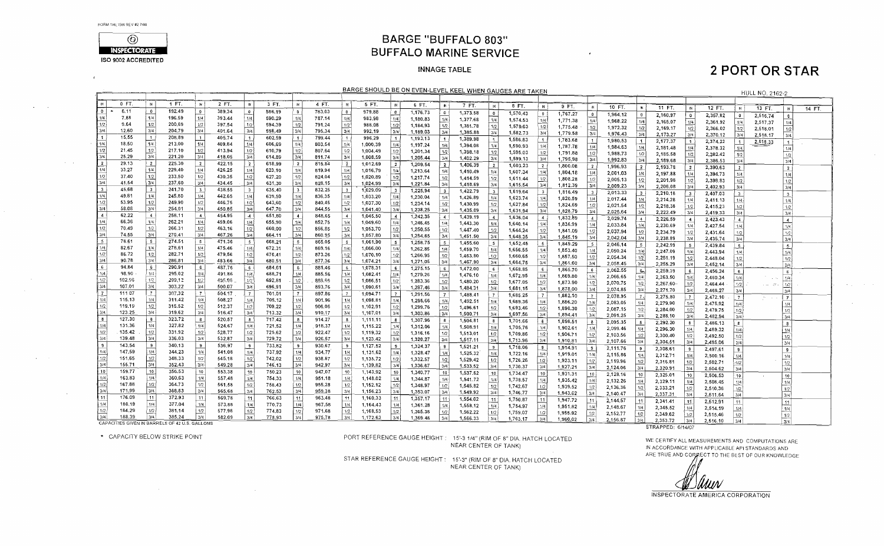FORM 14IL 15W REV #2 7/98

INSPECTORATE

ISO 9002 ACCREDITED

# BARGE "BUFFALO 803"
# BUFFALO MARINE SERVICE

INNAGE TABLE

## 2 PORT OR STAR

BARGE SHOULD BE ON EVEN-LEVEL KEEL WHEN GAUGES ARE TAKEN

HULL NO. 2162-2

| IN | 0 FT. | IN | 1 FT. | IN | 2 FT. | IN | 3 FT. | IN | 4 FT. | IN | 5 FT. | IN | 6 FT. | IN | 7 FT. | IN | 8 FT. | IN | 9 FT. | IN | 10 FT. | IN | 11 FT. | IN | 12 FT. | IN | 13 FT. | IN | 14 FT. |
|---|---|---|---|---|---|---|---|---|---|---|---|---|---|---|---|---|---|---|---|---|---|---|---|---|---|---|---|---|---|
| 0 | * 6.11 | 0 | 192.49 | 0 | 389.34 | 0 | 586.19 | 0 | 783.03 | 0 | 979.88 | 0 | 1,176.73 | 0 | 1,373.58 | 0 | 1,570.43 | 0 | 1,767.27 | 0 | 1,964.12 | 0 | 2,160.97 | 0 | 2,357.82 | 0 | 2,516.74 | 0 | |
| 1/4 | 7.88 | 1/4 | 196.59 | 1/4 | 393.44 | 1/4 | 590.29 | 1/4 | 787.14 | 1/4 | 983.98 | 1/4 | 1,180.83 | 1/4 | 1,377.68 | 1/4 | 1,574.53 | 1/4 | 1,771.38 | 1/4 | 1,968.22 | 1/4 | 2,165.07 | 1/4 | 2,361.92 | 1/4 | 2,517.37 | 1/4 | |
| 1/2 | 9.64 | 1/2 | 200.69 | 1/2 | 397.54 | 1/2 | 594.39 | 1/2 | 791.24 | 1/2 | 988.08 | 1/2 | 1,184.93 | 1/2 | 1,381.78 | 1/2 | 1,578.63 | 1/2 | 1,775.48 | 1/2 | 1,972.32 | 1/2 | 2,169.17 | 1/2 | 2,366.02 | 1/2 | 2,518.01 | 1/2 | |
| 3/4 | 12.60 | 3/4 | 204.79 | 3/4 | 401.64 | 3/4 | 598.49 | 3/4 | 795.34 | 3/4 | 992.19 | 3/4 | 1,189.03 | 3/4 | 1,385.88 | 3/4 | 1,582.73 | 3/4 | 1,779.58 | 3/4 | 1,976.43 | 3/4 | 2,173.27 | 3/4 | 2,370.12 | 3/4 | 2,518.17 | 3/4 | |
| 1 | 15.55 | 1 | 208.89 | 1 | 405.74 | 1 | 602.59 | 1 | 799.44 | 1 | 996.29 | 1 | 1,193.13 | 1 | 1,389.98 | 1 | 1,586.83 | 1 | 1,783.68 | 1 | 1,980.53 | 1 | 2,177.37 | 1 | 2,374.22 | 1 | 2,518.33 | 1 | |
| 1/4 | 18.50 | 1/4 | 213.00 | 1/4 | 409.84 | 1/4 | 606.69 | 1/4 | 803.54 | 1/4 | 1,000.39 | 1/4 | 1,197.24 | 1/4 | 1,394.08 | 1/4 | 1,590.93 | 1/4 | 1,787.78 | 1/4 | 1,984.63 | 1/4 | 2,181.48 | 1/4 | 2,378.32 | 1/4 | | 1/4 | |
| 1/2 | 21.45 | 1/2 | 217.10 | 1/2 | 413.94 | 1/2 | 610.79 | 1/2 | 807.64 | 1/2 | 1,004.49 | 1/2 | 1,201.34 | 1/2 | 1,398.18 | 1/2 | 1,595.03 | 1/2 | 1,791.88 | 1/2 | 1,988.73 | 1/2 | 2,185.58 | 1/2 | 2,382.42 | 1/2 | | 1/2 | |
| 3/4 | 25.29 | 3/4 | 221.20 | 3/4 | 418.05 | 3/4 | 614.89 | 3/4 | 811.74 | 3/4 | 1,008.59 | 3/4 | 1,205.44 | 3/4 | 1,402.29 | 3/4 | 1,599.13 | 3/4 | 1,795.98 | 3/4 | 1,992.83 | 3/4 | 2,189.68 | 3/4 | 2,386.53 | 3/4 | | 3/4 | |
| 2 | 29.13 | 2 | 225.30 | 2 | 422.15 | 2 | 618.99 | 2 | 815.84 | 2 | 1,012.69 | 2 | 1,209.54 | 2 | 1,406.39 | 2 | 1,603.23 | 2 | 1,800.08 | 2 | 1,996.93 | 2 | 2,193.78 | 2 | 2,390.63 | 2 | | 2 | |
| 1/4 | 33.27 | 1/4 | 229.40 | 1/4 | 426.25 | 1/4 | 623.10 | 1/4 | 819.94 | 1/4 | 1,016.79 | 1/4 | 1,213.64 | 1/4 | 1,410.49 | 1/4 | 1,607.34 | 1/4 | 1,804.18 | 1/4 | 2,001.03 | 1/4 | 2,197.88 | 1/4 | 2,394.73 | 1/4 | | 1/4 | |
| 1/2 | 37.40 | 1/2 | 233.50 | 1/2 | 430.35 | 1/2 | 627.20 | 1/2 | 824.04 | 1/2 | 1,020.89 | 1/2 | 1,217.74 | 1/2 | 1,414.59 | 1/2 | 1,611.44 | 1/2 | 1,808.28 | 1/2 | 2,005.13 | 1/2 | 2,201.98 | 1/2 | 2,398.83 | 1/2 | | 1/2 | |
| 3/4 | 41.54 | 3/4 | 237.60 | 3/4 | 434.45 | 3/4 | 631.30 | 3/4 | 828.15 | 3/4 | 1,024.99 | 3/4 | 1,221.84 | 3/4 | 1,418.69 | 3/4 | 1,615.54 | 3/4 | 1,812.39 | 3/4 | 2,009.23 | 3/4 | 2,206.08 | 3/4 | 2,402.93 | 3/4 | | 3/4 | |
| 3 | 45.68 | 3 | 241.70 | 3 | 438.55 | 3 | 635.40 | 3 | 832.25 | 3 | 1,029.09 | 3 | 1,225.94 | 3 | 1,422.79 | 3 | 1,619.64 | 3 | 1,816.49 | 3 | 2,013.33 | 3 | 2,210.18 | 3 | 2,407.03 | 3 | | 3 | |
| 1/4 | 49.81 | 1/4 | 245.80 | 1/4 | 442.65 | 1/4 | 639.50 | 1/4 | 836.35 | 1/4 | 1,033.20 | 1/4 | 1,230.04 | 1/4 | 1,426.89 | 1/4 | 1,623.74 | 1/4 | 1,820.59 | 1/4 | 2,017.44 | 1/4 | 2,214.28 | 1/4 | 2,411.13 | 1/4 | | 1/4 | |
| 1/2 | 53.95 | 1/2 | 249.90 | 1/2 | 446.75 | 1/2 | 643.60 | 1/2 | 840.45 | 1/2 | 1,037.30 | 1/2 | 1,234.14 | 1/2 | 1,430.99 | 1/2 | 1,627.84 | 1/2 | 1,824.69 | 1/2 | 2,021.54 | 1/2 | 2,218.38 | 1/2 | 2,415.23 | 1/2 | | 1/2 | |
| 3/4 | 58.08 | 3/4 | 254.01 | 3/4 | 450.85 | 3/4 | 647.70 | 3/4 | 844.55 | 3/4 | 1,041.40 | 3/4 | 1,238.25 | 3/4 | 1,435.09 | 3/4 | 1,631.94 | 3/4 | 1,828.79 | 3/4 | 2,025.64 | 3/4 | 2,222.49 | 3/4 | 2,419.33 | 3/4 | | 3/4 | |
| 4 | 62.22 | 4 | 258.11 | 4 | 454.95 | 4 | 651.80 | 4 | 848.65 | 4 | 1,045.50 | 4 | 1,242.35 | 4 | 1,439.19 | 4 | 1,636.04 | 4 | 1,832.89 | 4 | 2,029.74 | 4 | 2,226.59 | 4 | 2,423.43 | 4 | | 4 | |
| 1/4 | 66.36 | 1/4 | 262.21 | 1/4 | 459.06 | 1/4 | 655.90 | 1/4 | 852.75 | 1/4 | 1,049.60 | 1/4 | 1,246.45 | 1/4 | 1,443.30 | 1/4 | 1,640.14 | 1/4 | 1,836.99 | 1/4 | 2,033.84 | 1/4 | 2,230.69 | 1/4 | 2,427.54 | 1/4 | | 1/4 | |
| 1/2 | 70.49 | 1/2 | 266.31 | 1/2 | 463.16 | 1/2 | 660.00 | 1/2 | 856.85 | 1/2 | 1,053.70 | 1/2 | 1,250.55 | 1/2 | 1,447.40 | 1/2 | 1,644.24 | 1/2 | 1,841.09 | 1/2 | 2,037.94 | 1/2 | 2,234.79 | 1/2 | 2,431.64 | 1/2 | | 1/2 | |
| 3/4 | 74.55 | 3/4 | 270.41 | 3/4 | 467.26 | 3/4 | 664.11 | 3/4 | 860.95 | 3/4 | 1,057.80 | 3/4 | 1,254.65 | 3/4 | 1,451.50 | 3/4 | 1,648.35 | 3/4 | 1,845.19 | 3/4 | 2,042.04 | 3/4 | 2,238.89 | 3/4 | 2,435.74 | 3/4 | | 3/4 | |
| 5 | 78.61 | 5 | 274.51 | 5 | 471.36 | 5 | 668.21 | 5 | 865.05 | 5 | 1,061.90 | 5 | 1,258.75 | 5 | 1,455.60 | 5 | 1,652.45 | 5 | 1,849.29 | 5 | 2,046.14 | 5 | 2,242.99 | 5 | 2,439.84 | 5 | | 5 | |
| 1/4 | 82.67 | 1/4 | 278.61 | 1/4 | 475.46 | 1/4 | 672.31 | 1/4 | 869.16 | 1/4 | 1,066.00 | 1/4 | 1,262.85 | 1/4 | 1,459.70 | 1/4 | 1,656.55 | 1/4 | 1,853.40 | 1/4 | 2,050.24 | 1/4 | 2,247.09 | 1/4 | 2,443.94 | 1/4 | | 1/4 | |
| 1/2 | 86.72 | 1/2 | 282.71 | 1/2 | 479.56 | 1/2 | 676.41 | 1/2 | 873.26 | 1/2 | 1,070.10 | 1/2 | 1,266.95 | 1/2 | 1,463.80 | 1/2 | 1,660.65 | 1/2 | 1,857.50 | 1/2 | 2,054.34 | 1/2 | 2,251.19 | 1/2 | 2,448.04 | 1/2 | | 1/2 | |
| 3/4 | 90.78 | 3/4 | 286.81 | 3/4 | 483.66 | 3/4 | 680.51 | 3/4 | 877.36 | 3/4 | 1,074.21 | 3/4 | 1,271.05 | 3/4 | 1,467.90 | 3/4 | 1,664.75 | 3/4 | 1,861.60 | 3/4 | 2,058.45 | 3/4 | 2,255.29 | 3/4 | 2,452.14 | 3/4 | | 3/4 | |
| 6 | 94.84 | 6 | 290.91 | 6 | 487.76 | 6 | 684.61 | 6 | 881.46 | 6 | 1,078.31 | 6 | 1,275.15 | 6 | 1,472.00 | 6 | 1,668.85 | 6 | 1,865.70 | 6 | 2,062.55 | 6 | 2,259.39 | 6 | 2,456.24 | 6 | | 6 | |
| 1/4 | 98.90 | 1/4 | 295.02 | 1/4 | 491.86 | 1/4 | 688.71 | 1/4 | 885.56 | 1/4 | 1,082.41 | 1/4 | 1,279.26 | 1/4 | 1,476.10 | 1/4 | 1,672.95 | 1/4 | 1,869.80 | 1/4 | 2,066.65 | 1/4 | 2,263.50 | 1/4 | 2,460.34 | 1/4 | | 1/4 | |
| 1/2 | 102.96 | 1/2 | 299.12 | 1/2 | 495.96 | 1/2 | 692.81 | 1/2 | 889.66 | 1/2 | 1,086.51 | 1/2 | 1,283.36 | 1/2 | 1,480.20 | 1/2 | 1,677.05 | 1/2 | 1,873.90 | 1/2 | 2,070.75 | 1/2 | 2,267.60 | 1/2 | 2,464.44 | 1/2 | | 1/2 | |
| 3/4 | 107.01 | 3/4 | 303.22 | 3/4 | 500.07 | 3/4 | 696.91 | 3/4 | 893.76 | 3/4 | 1,090.61 | 3/4 | 1,287.46 | 3/4 | 1,484.31 | 3/4 | 1,681.15 | 3/4 | 1,878.00 | 3/4 | 2,074.85 | 3/4 | 2,271.70 | 3/4 | 2,468.27 | 3/4 | | 3/4 | |
| 7 | 111.07 | 7 | 307.32 | 7 | 504.17 | 7 | 701.01 | 7 | 897.86 | 7 | 1,094.71 | 7 | 1,291.56 | 7 | 1,488.41 | 7 | 1,685.25 | 7 | 1,882.10 | 7 | 2,078.95 | 7 | 2,275.80 | 7 | 2,472.10 | 7 | | 7 | |
| 1/4 | 115.13 | 1/4 | 311.42 | 1/4 | 508.27 | 1/4 | 705.12 | 1/4 | 901.96 | 1/4 | 1,098.81 | 1/4 | 1,295.66 | 1/4 | 1,492.51 | 1/4 | 1,689.36 | 1/4 | 1,886.20 | 1/4 | 2,083.05 | 1/4 | 2,279.90 | 1/4 | 2,475.92 | 1/4 | | 1/4 | |
| 1/2 | 119.19 | 1/2 | 315.52 | 1/2 | 512.37 | 1/2 | 709.22 | 1/2 | 906.06 | 1/2 | 1,102.91 | 1/2 | 1,299.76 | 1/2 | 1,496.61 | 1/2 | 1,693.46 | 1/2 | 1,890.30 | 1/2 | 2,087.15 | 1/2 | 2,284.00 | 1/2 | 2,479.75 | 1/2 | | 1/2 | |
| 3/4 | 123.25 | 3/4 | 319.62 | 3/4 | 516.47 | 3/4 | 713.32 | 3/4 | 910.17 | 3/4 | 1,107.01 | 3/4 | 1,303.86 | 3/4 | 1,500.71 | 3/4 | 1,697.56 | 3/4 | 1,894.41 | 3/4 | 2,091.25 | 3/4 | 2,288.10 | 3/4 | 2,482.94 | 3/4 | | 3/4 | |
| 8 | 127.30 | 8 | 323.72 | 8 | 520.57 | 8 | 717.42 | 8 | 914.27 | 8 | 1,111.11 | 8 | 1,307.96 | 8 | 1,504.81 | 8 | 1,701.66 | 8 | 1,898.51 | 8 | 2,095.35 | 8 | 2,292.20 | 8 | 2,486.13 | 8 | | 8 | |
| 1/4 | 131.36 | 1/4 | 327.82 | 1/4 | 524.67 | 1/4 | 721.52 | 1/4 | 918.37 | 1/4 | 1,115.22 | 1/4 | 1,312.06 | 1/4 | 1,508.91 | 1/4 | 1,705.76 | 1/4 | 1,902.61 | 1/4 | 2,099.46 | 1/4 | 2,296.30 | 1/4 | 2,489.32 | 1/4 | | 1/4 | |
| 1/2 | 135.42 | 1/2 | 331.92 | 1/2 | 528.77 | 1/2 | 725.62 | 1/2 | 922.47 | 1/2 | 1,119.32 | 1/2 | 1,316.16 | 1/2 | 1,513.01 | 1/2 | 1,709.86 | 1/2 | 1,906.71 | 1/2 | 2,103.56 | 1/2 | 2,300.40 | 1/2 | 2,492.50 | 1/2 | | 1/2 | |
| 3/4 | 139.48 | 3/4 | 336.03 | 3/4 | 532.87 | 3/4 | 729.72 | 3/4 | 926.57 | 3/4 | 1,123.42 | 3/4 | 1,320.27 | 3/4 | 1,517.11 | 3/4 | 1,713.96 | 3/4 | 1,910.81 | 3/4 | 2,107.66 | 3/4 | 2,304.51 | 3/4 | 2,495.06 | 3/4 | | 3/4 | |
| 9 | 143.54 | 9 | 340.13 | 9 | 536.97 | 9 | 733.82 | 9 | 930.67 | 9 | 1,127.52 | 9 | 1,324.37 | 9 | 1,521.21 | 9 | 1,718.06 | 9 | 1,914.91 | 9 | 2,111.76 | 9 | 2,308.61 | 9 | 2,497.61 | 9 | | 9 | |
| 1/4 | 147.59 | 1/4 | 344.23 | 1/4 | 541.08 | 1/4 | 737.92 | 1/4 | 934.77 | 1/4 | 1,131.62 | 1/4 | 1,328.47 | 1/4 | 1,525.32 | 1/4 | 1,722.16 | 1/4 | 1,919.01 | 1/4 | 2,115.86 | 1/4 | 2,312.71 | 1/4 | 2,500.16 | 1/4 | | 1/4 | |
| 1/2 | 151.65 | 1/2 | 348.33 | 1/2 | 545.18 | 1/2 | 742.02 | 1/2 | 938.87 | 1/2 | 1,135.72 | 1/2 | 1,332.57 | 1/2 | 1,529.42 | 1/2 | 1,726.26 | 1/2 | 1,923.11 | 1/2 | 2,119.96 | 1/2 | 2,316.81 | 1/2 | 2,502.71 | 1/2 | | 1/2 | |
| 3/4 | 155.71 | 3/4 | 352.43 | 3/4 | 549.28 | 3/4 | 746.13 | 3/4 | 942.97 | 3/4 | 1,139.82 | 3/4 | 1,336.67 | 3/4 | 1,533.52 | 3/4 | 1,730.37 | 3/4 | 1,927.21 | 3/4 | 2,124.06 | 3/4 | 2,320.91 | 3/4 | 2,504.62 | 3/4 | | 3/4 | |
| 10 | 159.77 | 10 | 356.53 | 10 | 553.38 | 10 | 750.23 | 10 | 947.07 | 10 | 1,143.92 | 10 | 1,340.77 | 10 | 1,537.62 | 10 | 1,734.47 | 10 | 1,931.31 | 10 | 2,128.16 | 10 | 2,325.01 | 10 | 2,506.53 | 10 | | 10 | |
| 1/4 | 163.83 | 1/4 | 360.63 | 1/4 | 557.48 | 1/4 | 754.33 | 1/4 | 951.18 | 1/4 | 1,148.02 | 1/4 | 1,344.87 | 1/4 | 1,541.72 | 1/4 | 1,738.57 | 1/4 | 1,935.42 | 1/4 | 2,132.26 | 1/4 | 2,329.11 | 1/4 | 2,508.45 | 1/4 | | 1/4 | |
| 1/2 | 167.88 | 1/2 | 364.73 | 1/2 | 561.58 | 1/2 | 758.43 | 1/2 | 955.28 | 1/2 | 1,152.12 | 1/2 | 1,348.97 | 1/2 | 1,545.82 | 1/2 | 1,742.67 | 1/2 | 1,939.52 | 1/2 | 2,136.36 | 1/2 | 2,333.21 | 1/2 | 2,510.36 | 1/2 | | 1/2 | |
| 3/4 | 171.99 | 3/4 | 368.83 | 3/4 | 565.68 | 3/4 | 762.53 | 3/4 | 959.38 | 3/4 | 1,156.23 | 3/4 | 1,353.07 | 3/4 | 1,549.92 | 3/4 | 1,746.77 | 3/4 | 1,943.62 | 3/4 | 2,140.47 | 3/4 | 2,337.31 | 3/4 | 2,511.64 | 3/4 | | 3/4 | |
| 11 | 176.09 | 11 | 372.93 | 11 | 569.78 | 11 | 766.63 | 11 | 963.48 | 11 | 1,160.33 | 11 | 1,357.17 | 11 | 1,554.02 | 11 | 1,750.87 | 11 | 1,947.72 | 11 | 2,144.57 | 11 | 2,341.41 | 11 | 2,512.91 | 11 | | 11 | |
| 1/4 | 180.19 | 1/4 | 377.04 | 1/4 | 573.88 | 1/4 | 770.73 | 1/4 | 967.58 | 1/4 | 1,164.43 | 1/4 | 1,361.28 | 1/4 | 1,558.12 | 1/4 | 1,754.97 | 1/4 | 1,951.82 | 1/4 | 2,148.67 | 1/4 | 2,345.52 | 1/4 | 2,514.19 | 1/4 | | 1/4 | |
| 1/2 | 184.29 | 1/2 | 381.14 | 1/2 | 577.98 | 1/2 | 774.83 | 1/2 | 971.68 | 1/2 | 1,168.53 | 1/2 | 1,365.38 | 1/2 | 1,562.22 | 1/2 | 1,759.07 | 1/2 | 1,955.92 | 1/2 | 2,152.77 | 1/2 | 2,349.62 | 1/2 | 2,515.46 | 1/2 | | 1/2 | |
| 3/4 | 188.39 | 3/4 | 385.24 | 3/4 | 582.09 | 3/4 | 778.93 | 3/4 | 975.78 | 3/4 | 1,172.63 | 3/4 | 1,369.48 | 3/4 | 1,566.33 | 3/4 | 1,763.17 | 3/4 | 1,960.02 | 3/4 | 2,156.87 | 3/4 | 2,353.72 | 3/4 | 2,516.10 | 3/4 | | 3/4 | |

CAPACITIES GIVEN IN BARRELS OF 42 U.S. GALLONS

STRAPPED: 6/14/07

* CAPACITY BELOW STRIKE POINT

PORT REFERENCE GAUGE HEIGHT : 15'-3 1/4" (RIM OF 8" DIA. HATCH LOCATED NEAR CENTER OF TANK)

STAR REFERENCE GAUGE HEIGHT : 15'-3" (RIM OF 8" DIA. HATCH LOCATED NEAR CENTER OF TANK)

WE CERTIFY ALL MEASUREMENTS AND COMPUTATIONS ARE IN ACCORDANCE WITH APPLICABLE API STANDARDS AND ARE TRUE AND CORRECT TO THE BEST OF OUR KNOWLEDGE

INSPECTORATE AMERICA CORPORATION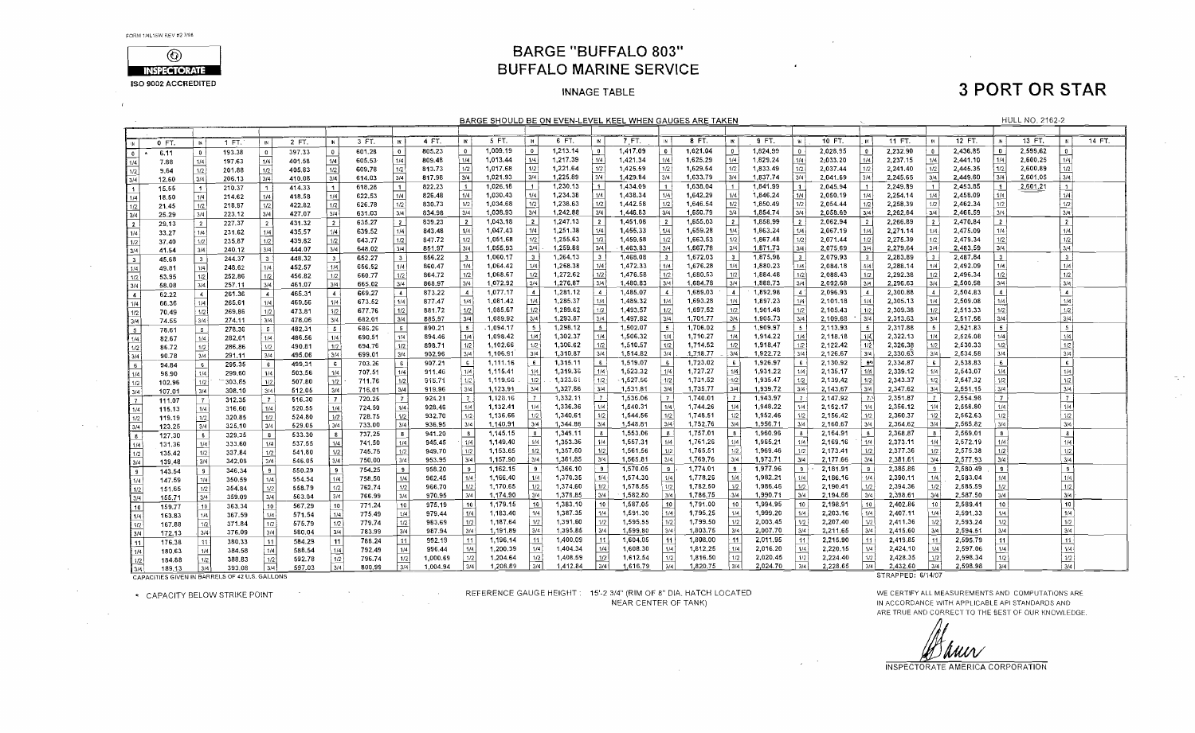FORM 1/4L16W REV #2 7/98

INSPECTORATE

ISO 9002 ACCREDITED

# BARGE "BUFFALO 803"
## BUFFALO MARINE SERVICE

INNAGE TABLE

# 3 PORT OR STAR

BARGE SHOULD BE ON EVEN-LEVEL KEEL WHEN GAUGES ARE TAKEN

HULL NO. 2162-2

| IN | 0 FT. | IN | 1 FT. | IN | 2 FT. | IN | 3 FT. | IN | 4 FT. | IN | 5 FT. | IN | 6 FT. | IN | 7 FT. | IN | 8 FT. | IN | 9 FT. | IN | 10 FT. | IN | 11 FT. | IN | 12 FT. | IN | 13 FT. | IN | 14 FT. |
|---|---|---|---|---|---|---|---|---|---|---|---|---|---|---|---|---|---|---|---|---|---|---|---|---|---|---|---|---|---|
| 0 | * 6.11 | 0 | 193.38 | 0 | 397.33 | 0 | 601.28 | 0 | 805.23 | 0 | 1,009.19 | 0 | 1,213.14 | 0 | 1,417.09 | 0 | 1,621.04 | 0 | 1,824.99 | 0 | 2,028.95 | 0 | 2,232.90 | 0 | 2,436.85 | 0 | 2,599.62 | 0 | |
| 1/4 | 7.88 | 1/4 | 197.63 | 1/4 | 401.58 | 1/4 | 605.53 | 1/4 | 809.48 | 1/4 | 1,013.44 | 1/4 | 1,217.39 | 1/4 | 1,421.34 | 1/4 | 1,625.29 | 1/4 | 1,829.24 | 1/4 | 2,033.20 | 1/4 | 2,237.15 | 1/4 | 2,441.10 | 1/4 | 2,600.25 | 1/4 | |
| 1/2 | 9.64 | 1/2 | 201.88 | 1/2 | 405.83 | 1/2 | 609.78 | 1/2 | 813.73 | 1/2 | 1,017.68 | 1/2 | 1,221.64 | 1/2 | 1,425.59 | 1/2 | 1,629.54 | 1/2 | 1,833.49 | 1/2 | 2,037.44 | 1/2 | 2,241.40 | 1/2 | 2,445.35 | 1/2 | 2,600.89 | 1/2 | |
| 3/4 | 12.60 | 3/4 | 206.13 | 3/4 | 410.08 | 3/4 | 614.03 | 3/4 | 817.98 | 3/4 | 1,021.93 | 3/4 | 1,225.89 | 3/4 | 1,429.84 | 3/4 | 1,633.79 | 3/4 | 1,837.74 | 3/4 | 2,041.69 | 3/4 | 2,245.65 | 3/4 | 2,449.60 | 3/4 | 2,601.05 | 3/4 | |
| 1 | 15.55 | 1 | 210.37 | 1 | 414.33 | 1 | 618.28 | 1 | 822.23 | 1 | 1,026.18 | 1 | 1,230.13 | 1 | 1,434.09 | 1 | 1,638.04 | 1 | 1,841.99 | 1 | 2,045.94 | 1 | 2,249.89 | 1 | 2,453.85 | 1 | 2,601.21 | 1 | |
| 1/4 | 18.50 | 1/4 | 214.62 | 1/4 | 418.58 | 1/4 | 622.53 | 1/4 | 826.48 | 1/4 | 1,030.43 | 1/4 | 1,234.38 | 1/4 | 1,438.34 | 1/4 | 1,642.29 | 1/4 | 1,846.24 | 1/4 | 2,050.19 | 1/4 | 2,254.14 | 1/4 | 2,458.09 | 1/4 | | 1/4 | |
| 1/2 | 21.45 | 1/2 | 218.87 | 1/2 | 422.82 | 1/2 | 626.78 | 1/2 | 830.73 | 1/2 | 1,034.68 | 1/2 | 1,238.63 | 1/2 | 1,442.58 | 1/2 | 1,646.54 | 1/2 | 1,850.49 | 1/2 | 2,054.44 | 1/2 | 2,258.39 | 1/2 | 2,462.34 | 1/2 | | 1/2 | |
| 3/4 | 25.29 | 3/4 | 223.12 | 3/4 | 427.07 | 3/4 | 631.03 | 3/4 | 834.98 | 3/4 | 1,038.93 | 3/4 | 1,242.88 | 3/4 | 1,446.83 | 3/4 | 1,650.79 | 3/4 | 1,854.74 | 3/4 | 2,058.69 | 3/4 | 2,262.64 | 3/4 | 2,466.59 | 3/4 | | 3/4 | |
| 2 | 29.13 | 2 | 227.37 | 2 | 431.32 | 2 | 635.27 | 2 | 839.23 | 2 | 1,043.18 | 2 | 1,247.13 | 2 | 1,451.08 | 2 | 1,655.03 | 2 | 1,858.99 | 2 | 2,062.94 | 2 | 2,266.89 | 2 | 2,470.84 | 2 | | 2 | |
| 1/4 | 33.27 | 1/4 | 231.62 | 1/4 | 435.57 | 1/4 | 639.52 | 1/4 | 843.48 | 1/4 | 1,047.43 | 1/4 | 1,251.38 | 1/4 | 1,455.33 | 1/4 | 1,659.28 | 1/4 | 1,863.24 | 1/4 | 2,067.19 | 1/4 | 2,271.14 | 1/4 | 2,475.09 | 1/4 | | 1/4 | |
| 1/2 | 37.40 | 1/2 | 235.87 | 1/2 | 439.82 | 1/2 | 643.77 | 1/2 | 847.72 | 1/2 | 1,051.68 | 1/2 | 1,255.63 | 1/2 | 1,459.58 | 1/2 | 1,663.53 | 1/2 | 1,867.48 | 1/2 | 2,071.44 | 1/2 | 2,275.39 | 1/2 | 2,479.34 | 1/2 | | 1/2 | |
| 3/4 | 41.54 | 3/4 | 240.12 | 3/4 | 444.07 | 3/4 | 648.02 | 3/4 | 851.97 | 3/4 | 1,055.93 | 3/4 | 1,259.88 | 3/4 | 1,463.83 | 3/4 | 1,667.78 | 3/4 | 1,871.73 | 3/4 | 2,075.69 | 3/4 | 2,279.64 | 3/4 | 2,483.59 | 3/4 | | 3/4 | |
| 3 | 45.68 | 3 | 244.37 | 3 | 448.32 | 3 | 652.27 | 3 | 856.22 | 3 | 1,060.17 | 3 | 1,264.13 | 3 | 1,468.08 | 3 | 1,672.03 | 3 | 1,875.98 | 3 | 2,079.93 | 3 | 2,283.89 | 3 | 2,487.84 | 3 | | 3 | |
| 1/4 | 49.81 | 1/4 | 248.62 | 1/4 | 452.57 | 1/4 | 656.52 | 1/4 | 860.47 | 1/4 | 1,064.42 | 1/4 | 1,268.38 | 1/4 | 1,472.33 | 1/4 | 1,676.28 | 1/4 | 1,880.23 | 1/4 | 2,084.18 | 1/4 | 2,288.14 | 1/4 | 2,492.09 | 1/4 | | 1/4 | |
| 1/2 | 53.95 | 1/2 | 252.86 | 1/2 | 456.82 | 1/2 | 660.77 | 1/2 | 864.72 | 1/2 | 1,068.67 | 1/2 | 1,272.62 | 1/2 | 1,476.58 | 1/2 | 1,680.53 | 1/2 | 1,884.48 | 1/2 | 2,088.43 | 1/2 | 2,292.38 | 1/2 | 2,496.34 | 1/2 | | 1/2 | |
| 3/4 | 58.08 | 3/4 | 257.11 | 3/4 | 461.07 | 3/4 | 665.02 | 3/4 | 868.97 | 3/4 | 1,072.92 | 3/4 | 1,276.87 | 3/4 | 1,480.83 | 3/4 | 1,684.78 | 3/4 | 1,888.73 | 3/4 | 2,092.68 | 3/4 | 2,296.63 | 3/4 | 2,500.58 | 3/4 | | 3/4 | |
| 4 | 62.22 | 4 | 261.36 | 4 | 465.31 | 4 | 669.27 | 4 | 873.22 | 4 | 1,077.17 | 4 | 1,281.12 | 4 | 1,485.07 | 4 | 1,689.03 | 4 | 1,892.98 | 4 | 2,096.93 | 4 | 2,300.88 | 4 | 2,504.83 | 4 | | 4 | |
| 1/4 | 66.36 | 1/4 | 265.61 | 1/4 | 469.56 | 1/4 | 673.52 | 1/4 | 877.47 | 1/4 | 1,081.42 | 1/4 | 1,285.37 | 1/4 | 1,489.32 | 1/4 | 1,693.28 | 1/4 | 1,897.23 | 1/4 | 2,101.18 | 1/4 | 2,305.13 | 1/4 | 2,509.08 | 1/4 | | 1/4 | |
| 1/2 | 70.49 | 1/2 | 269.86 | 1/2 | 473.81 | 1/2 | 677.76 | 1/2 | 881.72 | 1/2 | 1,085.67 | 1/2 | 1,289.62 | 1/2 | 1,493.57 | 1/2 | 1,697.52 | 1/2 | 1,901.48 | 1/2 | 2,105.43 | 1/2 | 2,309.38 | 1/2 | 2,513.33 | 1/2 | | 1/2 | |
| 3/4 | 74.55 | 3/4 | 274.11 | 3/4 | 478.06 | 3/4 | 682.01 | 3/4 | 885.97 | 3/4 | 1,089.92 | 3/4 | 1,293.87 | 3/4 | 1,497.82 | 3/4 | 1,701.77 | 3/4 | 1,905.73 | 3/4 | 2,109.68 | 3/4 | 2,313.63 | 3/4 | 2,517.58 | 3/4 | | 3/4 | |
| 5 | 78.61 | 5 | 278.36 | 5 | 482.31 | 5 | 686.26 | 5 | 890.21 | 5 | 1,094.17 | 5 | 1,298.12 | 5 | 1,502.07 | 5 | 1,706.02 | 5 | 1,909.97 | 5 | 2,113.93 | 5 | 2,317.88 | 5 | 2,521.83 | 5 | | 5 | |
| 1/4 | 82.67 | 1/4 | 282.61 | 1/4 | 486.56 | 1/4 | 690.51 | 1/4 | 894.46 | 1/4 | 1,098.42 | 1/4 | 1,302.37 | 1/4 | 1,506.32 | 1/4 | 1,710.27 | 1/4 | 1,914.22 | 1/4 | 2,118.18 | 1/4 | 2,322.13 | 1/4 | 2,526.08 | 1/4 | | 1/4 | |
| 1/2 | 86.72 | 1/2 | 286.86 | 1/2 | 490.81 | 1/2 | 694.76 | 1/2 | 898.71 | 1/2 | 1,102.66 | 1/2 | 1,306.62 | 1/2 | 1,510.57 | 1/2 | 1,714.52 | 1/2 | 1,918.47 | 1/2 | 2,122.42 | 1/2 | 2,326.38 | 1/2 | 2,530.33 | 1/2 | | 1/2 | |
| 3/4 | 90.78 | 3/4 | 291.11 | 3/4 | 495.06 | 3/4 | 699.01 | 3/4 | 902.96 | 3/4 | 1,106.91 | 3/4 | 1,310.87 | 3/4 | 1,514.82 | 3/4 | 1,718.77 | 3/4 | 1,922.72 | 3/4 | 2,126.67 | 3/4 | 2,330.63 | 3/4 | 2,534.58 | 3/4 | | 3/4 | |
| 6 | 94.84 | 6 | 295.35 | 6 | 499.31 | 6 | 703.26 | 6 | 907.21 | 6 | 1,111.16 | 6 | 1,315.11 | 6 | 1,519.07 | 6 | 1,723.02 | 6 | 1,926.97 | 6 | 2,130.92 | 6 | 2,334.87 | 6 | 2,538.83 | 6 | | 6 | |
| 1/4 | 98.90 | 1/4 | 299.60 | 1/4 | 503.56 | 1/4 | 707.51 | 1/4 | 911.46 | 1/4 | 1,115.41 | 1/4 | 1,319.36 | 1/4 | 1,523.32 | 1/4 | 1,727.27 | 1/4 | 1,931.22 | 1/4 | 2,135.17 | 1/4 | 2,339.12 | 1/4 | 2,543.07 | 1/4 | | 1/4 | |
| 1/2 | 102.96 | 1/2 | 303.85 | 1/2 | 507.80 | 1/2 | 711.76 | 1/2 | 915.71 | 1/2 | 1,119.66 | 1/2 | 1,323.61 | 1/2 | 1,527.56 | 1/2 | 1,731.52 | 1/2 | 1,935.47 | 1/2 | 2,139.42 | 1/2 | 2,343.37 | 1/2 | 2,547.32 | 1/2 | | 1/2 | |
| 3/4 | 107.01 | 3/4 | 308.10 | 3/4 | 512.05 | 3/4 | 716.01 | 3/4 | 919.96 | 3/4 | 1,123.91 | 3/4 | 1,327.86 | 3/4 | 1,531.81 | 3/4 | 1,735.77 | 3/4 | 1,939.72 | 3/4 | 2,143.67 | 3/4 | 2,347.62 | 3/4 | 2,551.15 | 3/4 | | 3/4 | |
| 7 | 111.07 | 7 | 312.35 | 7 | 516.30 | 7 | 720.25 | 7 | 924.21 | 7 | 1,128.16 | 7 | 1,332.11 | 7 | 1,536.06 | 7 | 1,740.01 | 7 | 1,943.97 | 7 | 2,147.92 | 7 | 2,351.87 | 7 | 2,554.98 | 7 | | 7 | |
| 1/4 | 115.13 | 1/4 | 316.60 | 1/4 | 520.55 | 1/4 | 724.50 | 1/4 | 928.46 | 1/4 | 1,132.41 | 1/4 | 1,336.36 | 1/4 | 1,540.31 | 1/4 | 1,744.26 | 1/4 | 1,948.22 | 1/4 | 2,152.17 | 1/4 | 2,356.12 | 1/4 | 2,558.80 | 1/4 | | 1/4 | |
| 1/2 | 119.19 | 1/2 | 320.85 | 1/2 | 524.80 | 1/2 | 728.75 | 1/2 | 932.70 | 1/2 | 1,136.66 | 1/2 | 1,340.61 | 1/2 | 1,544.56 | 1/2 | 1,748.51 | 1/2 | 1,952.46 | 1/2 | 2,156.42 | 1/2 | 2,360.37 | 1/2 | 2,562.63 | 1/2 | | 1/2 | |
| 3/4 | 123.25 | 3/4 | 325.10 | 3/4 | 529.05 | 3/4 | 733.00 | 3/4 | 936.95 | 3/4 | 1,140.91 | 3/4 | 1,344.86 | 3/4 | 1,548.81 | 3/4 | 1,752.76 | 3/4 | 1,956.71 | 3/4 | 2,160.67 | 3/4 | 2,364.62 | 3/4 | 2,565.82 | 3/4 | | 3/4 | |
| 8 | 127.30 | 8 | 329.35 | 8 | 533.30 | 8 | 737.25 | 8 | 941.20 | 8 | 1,145.15 | 8 | 1,349.11 | 8 | 1,553.06 | 8 | 1,757.01 | 8 | 1,960.96 | 8 | 2,164.91 | 8 | 2,368.87 | 8 | 2,569.01 | 8 | | 8 | |
| 1/4 | 131.36 | 1/4 | 333.60 | 1/4 | 537.55 | 1/4 | 741.50 | 1/4 | 945.45 | 1/4 | 1,149.40 | 1/4 | 1,353.36 | 1/4 | 1,557.31 | 1/4 | 1,761.26 | 1/4 | 1,965.21 | 1/4 | 2,169.16 | 1/4 | 2,373.11 | 1/4 | 2,572.19 | 1/4 | | 1/4 | |
| 1/2 | 135.42 | 1/2 | 337.84 | 1/2 | 541.80 | 1/2 | 745.75 | 1/2 | 949.70 | 1/2 | 1,153.65 | 1/2 | 1,357.60 | 1/2 | 1,561.56 | 1/2 | 1,765.51 | 1/2 | 1,969.46 | 1/2 | 2,173.41 | 1/2 | 2,377.36 | 1/2 | 2,575.38 | 1/2 | | 1/2 | |
| 3/4 | 139.48 | 3/4 | 342.09 | 3/4 | 546.05 | 3/4 | 750.00 | 3/4 | 953.95 | 3/4 | 1,157.90 | 3/4 | 1,361.85 | 3/4 | 1,565.81 | 3/4 | 1,769.76 | 3/4 | 1,973.71 | 3/4 | 2,177.66 | 3/4 | 2,381.61 | 3/4 | 2,577.93 | 3/4 | | 3/4 | |
| 9 | 143.54 | 9 | 346.34 | 9 | 550.29 | 9 | 754.25 | 9 | 958.20 | 9 | 1,162.15 | 9 | 1,366.10 | 9 | 1,570.05 | 9 | 1,774.01 | 9 | 1,977.96 | 9 | 2,181.91 | 9 | 2,385.86 | 9 | 2,580.49 | 9 | | 9 | |
| 1/4 | 147.59 | 1/4 | 350.59 | 1/4 | 554.54 | 1/4 | 758.50 | 1/4 | 962.45 | 1/4 | 1,166.40 | 1/4 | 1,370.35 | 1/4 | 1,574.30 | 1/4 | 1,778.26 | 1/4 | 1,982.21 | 1/4 | 2,186.16 | 1/4 | 2,390.11 | 1/4 | 2,583.04 | 1/4 | | 1/4 | |
| 1/2 | 151.65 | 1/2 | 354.84 | 1/2 | 558.79 | 1/2 | 762.74 | 1/2 | 966.70 | 1/2 | 1,170.65 | 1/2 | 1,374.60 | 1/2 | 1,578.55 | 1/2 | 1,782.50 | 1/2 | 1,986.46 | 1/2 | 2,190.41 | 1/2 | 2,394.36 | 1/2 | 2,585.59 | 1/2 | | 1/2 | |
| 3/4 | 155.71 | 3/4 | 359.09 | 3/4 | 563.04 | 3/4 | 766.99 | 3/4 | 970.95 | 3/4 | 1,174.90 | 3/4 | 1,378.85 | 3/4 | 1,582.80 | 3/4 | 1,786.75 | 3/4 | 1,990.71 | 3/4 | 2,194.66 | 3/4 | 2,398.61 | 3/4 | 2,587.50 | 3/4 | | 3/4 | |
| 10 | 159.77 | 10 | 363.34 | 10 | 567.29 | 10 | 771.24 | 10 | 975.19 | 10 | 1,179.15 | 10 | 1,383.10 | 10 | 1,587.05 | 10 | 1,791.00 | 10 | 1,994.95 | 10 | 2,198.91 | 10 | 2,402.86 | 10 | 2,589.41 | 10 | | 10 | |
| 1/4 | 163.83 | 1/4 | 367.59 | 1/4 | 571.54 | 1/4 | 775.49 | 1/4 | 979.44 | 1/4 | 1,183.40 | 1/4 | 1,387.35 | 1/4 | 1,591.30 | 1/4 | 1,795.25 | 1/4 | 1,999.20 | 1/4 | 2,203.16 | 1/4 | 2,407.11 | 1/4 | 2,591.33 | 1/4 | | 1/4 | |
| 1/2 | 167.88 | 1/2 | 371.84 | 1/2 | 575.79 | 1/2 | 779.74 | 1/2 | 983.69 | 1/2 | 1,187.64 | 1/2 | 1,391.60 | 1/2 | 1,595.55 | 1/2 | 1,799.50 | 1/2 | 2,003.45 | 1/2 | 2,207.40 | 1/2 | 2,411.36 | 1/2 | 2,593.24 | 1/2 | | 1/2 | |
| 3/4 | 172.13 | 3/4 | 376.09 | 3/4 | 580.04 | 3/4 | 783.99 | 3/4 | 987.94 | 3/4 | 1,191.89 | 3/4 | 1,395.85 | 3/4 | 1,599.80 | 3/4 | 1,803.75 | 3/4 | 2,007.70 | 3/4 | 2,211.65 | 3/4 | 2,415.60 | 3/4 | 2,594.51 | 3/4 | | 3/4 | |
| 11 | 176.38 | 11 | 380.33 | 11 | 584.29 | 11 | 788.24 | 11 | 992.19 | 11 | 1,196.14 | 11 | 1,400.09 | 11 | 1,604.05 | 11 | 1,808.00 | 11 | 2,011.95 | 11 | 2,215.90 | 11 | 2,419.85 | 11 | 2,595.79 | 11 | | 11 | |
| 1/4 | 180.63 | 1/4 | 384.58 | 1/4 | 588.54 | 1/4 | 792.49 | 1/4 | 996.44 | 1/4 | 1,200.39 | 1/4 | 1,404.34 | 1/4 | 1,608.30 | 1/4 | 1,812.25 | 1/4 | 2,016.20 | 1/4 | 2,220.15 | 1/4 | 2,424.10 | 1/4 | 2,597.06 | 1/4 | | 1/4 | |
| 1/2 | 184.88 | 1/2 | 388.83 | 1/2 | 592.78 | 1/2 | 796.74 | 1/2 | 1,000.69 | 1/2 | 1,204.64 | 1/2 | 1,408.59 | 1/2 | 1,612.54 | 1/2 | 1,816.50 | 1/2 | 2,020.45 | 1/2 | 2,224.40 | 1/2 | 2,428.35 | 1/2 | 2,598.34 | 1/2 | | 1/2 | |
| 3/4 | 189.13 | 3/4 | 393.08 | 3/4 | 597.03 | 3/4 | 800.99 | 3/4 | 1,004.94 | 3/4 | 1,208.89 | 3/4 | 1,412.84 | 3/4 | 1,616.79 | 3/4 | 1,820.75 | 3/4 | 2,024.70 | 3/4 | 2,228.65 | 3/4 | 2,432.60 | 3/4 | 2,598.98 | 3/4 | | 3/4 | |

CAPACITIES GIVEN IN BARRELS OF 42 U.S. GALLONS

STRAPPED: 6/14/07

* CAPACITY BELOW STRIKE POINT

REFERENCE GAUGE HEIGHT : 15'-2 3/4" (RIM OF 8" DIA. HATCH LOCATED NEAR CENTER OF TANK)

WE CERTIFY ALL MEASUREMENTS AND COMPUTATIONS ARE IN ACCORDANCE WITH APPLICABLE API STANDARDS AND ARE TRUE AND CORRECT TO THE BEST OF OUR KNOWLEDGE.

INSPECTORATE AMERICA CORPORATION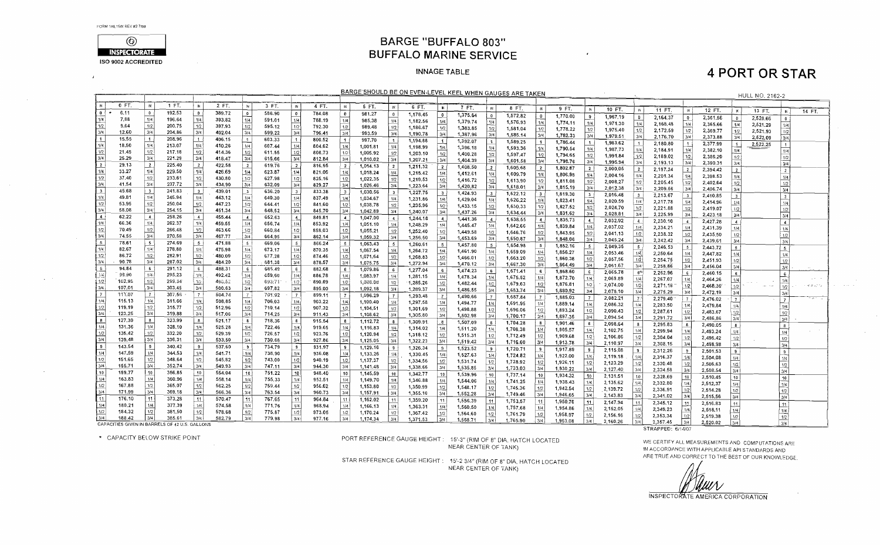FORM 1#8,15W REV #2 7/98

INSPECTORATE

ISO 9002 ACCREDITED

# BARGE "BUFFALO 803"
# BUFFALO MARINE SERVICE

## INNAGE TABLE

# 4 PORT OR STAR

BARGE SHOULD BE ON EVEN-LEVEL KEEL WHEN GAUGES ARE TAKEN

HULL NO. 2162-2

| IN | 0 FT. | 1 FT. | 2 FT. | 3 FT. | 4 FT. | 5 FT. | 6 FT. | 7 FT. | 8 FT. | 9 FT. | 10 FT. | 11 FT. | 12 FT. | 13 FT. | 14 FT. |
|---|---|---|---|---|---|---|---|---|---|---|---|---|---|---|---|
| 0 | * 6.11 | 192.53 | 389.72 | 586.90 | 784.08 | 981.27 | 1,178.45 | 1,375.64 | 1,572.82 | 1,770.00 | 1,967.19 | 2,164.37 | 2,361.56 | 2,520.66 | |
| 1/4 | 7.88 | 196.64 | 393.82 | 591.01 | 788.19 | 985.38 | 1,182.56 | 1,379.74 | 1,576.93 | 1,774.11 | 1,971.30 | 2,168.48 | 2,365.66 | 2,521.29 | |
| 1/2 | 9.64 | 200.75 | 397.93 | 595.12 | 792.30 | 989.48 | 1,186.67 | 1,383.85 | 1,581.04 | 1,778.22 | 1,975.40 | 2,172.59 | 2,369.77 | 2,521.93 | |
| 3/4 | 12.60 | 204.86 | 402.04 | 599.22 | 796.41 | 993.59 | 1,190.78 | 1,387.96 | 1,585.14 | 1,782.33 | 1,979.51 | 2,176.70 | 2,373.88 | 2,522.09 | |
| 1 | 15.55 | 208.96 | 406.15 | 603.33 | 800.52 | 997.70 | 1,194.88 | 1,392.07 | 1,589.25 | 1,786.44 | 1,983.62 | 2,180.80 | 2,377.99 | 2,522.25 | |
| 1/4 | 18.50 | 213.07 | 410.26 | 607.44 | 804.62 | 1,001.81 | 1,198.99 | 1,396.18 | 1,593.36 | 1,790.54 | 1,987.73 | 2,184.91 | 2,382.10 | | |
| 1/2 | 21.45 | 217.18 | 414.36 | 611.55 | 808.73 | 1,005.92 | 1,203.10 | 1,400.28 | 1,597.47 | 1,794.65 | 1,991.84 | 2,189.02 | 2,386.20 | | |
| 3/4 | 25.29 | 221.29 | 418.47 | 615.66 | 812.84 | 1,010.02 | 1,207.21 | 1,404.39 | 1,601.58 | 1,798.76 | 1,995.94 | 2,193.13 | 2,390.31 | | |
| 2 | 29.13 | 225.40 | 422.58 | 619.76 | 816.95 | 1,014.13 | 1,211.32 | 1,408.50 | 1,605.68 | 1,802.87 | 2,000.05 | 2,197.24 | 2,394.42 | | |
| 1/4 | 33.27 | 229.50 | 426.69 | 623.87 | 821.06 | 1,018.24 | 1,215.42 | 1,412.61 | 1,609.79 | 1,806.98 | 2,004.16 | 2,201.34 | 2,398.53 | | |
| 1/2 | 37.40 | 233.61 | 430.80 | 627.98 | 825.16 | 1,022.35 | 1,219.53 | 1,416.72 | 1,613.90 | 1,811.08 | 2,008.27 | 2,205.45 | 2,402.64 | | |
| 3/4 | 41.54 | 237.72 | 434.90 | 632.09 | 829.27 | 1,026.46 | 1,223.64 | 1,420.82 | 1,618.01 | 1,815.19 | 2,012.38 | 2,209.56 | 2,406.74 | | |
| 3 | 45.68 | 241.83 | 439.01 | 636.20 | 833.38 | 1,030.56 | 1,227.75 | 1,424.93 | 1,622.12 | 1,819.30 | 2,016.48 | 2,213.67 | 2,410.85 | | |
| 1/4 | 49.81 | 245.94 | 443.12 | 640.30 | 837.49 | 1,034.67 | 1,231.86 | 1,429.04 | 1,626.22 | 1,823.41 | 2,020.59 | 2,217.78 | 2,414.96 | | |
| 1/2 | 53.95 | 250.04 | 447.23 | 644.41 | 841.60 | 1,038.78 | 1,235.96 | 1,433.15 | 1,630.33 | 1,827.52 | 2,024.70 | 2,221.88 | 2,419.07 | | |
| 3/4 | 58.08 | 254.15 | 451.34 | 648.52 | 845.70 | 1,042.89 | 1,240.07 | 1,437.26 | 1,634.44 | 1,831.62 | 2,028.81 | 2,225.99 | 2,423.18 | | |
| 4 | 62.22 | 258.26 | 455.44 | 652.63 | 849.81 | 1,047.00 | 1,244.18 | 1,441.36 | 1,638.55 | 1,835.73 | 2,032.92 | 2,230.10 | 2,427.28 | | |
| 1/4 | 66.36 | 262.37 | 459.55 | 656.74 | 853.92 | 1,051.10 | 1,248.29 | 1,445.47 | 1,642.66 | 1,839.84 | 2,037.02 | 2,234.21 | 2,431.39 | | |
| 1/2 | 70.49 | 266.48 | 463.66 | 660.84 | 858.03 | 1,055.21 | 1,252.40 | 1,449.58 | 1,646.76 | 1,843.95 | 2,041.13 | 2,238.32 | 2,435.50 | | |
| 3/4 | 74.55 | 270.58 | 467.77 | 664.95 | 862.14 | 1,059.32 | 1,256.50 | 1,453.69 | 1,650.87 | 1,848.06 | 2,045.24 | 2,242.42 | 2,439.61 | | |
| 5 | 78.61 | 274.69 | 471.88 | 669.06 | 866.24 | 1,063.43 | 1,260.61 | 1,457.80 | 1,654.98 | 1,852.16 | 2,049.35 | 2,246.53 | 2,443.72 | | |
| 1/4 | 82.67 | 278.80 | 475.98 | 673.17 | 870.35 | 1,067.54 | 1,264.72 | 1,461.90 | 1,659.09 | 1,856.27 | 2,053.46 | 2,250.64 | 2,447.82 | | |
| 1/2 | 86.72 | 282.91 | 480.09 | 677.28 | 874.46 | 1,071.64 | 1,268.83 | 1,466.01 | 1,663.20 | 1,860.38 | 2,057.56 | 2,254.75 | 2,451.93 | | |
| 3/4 | 90.78 | 287.02 | 484.20 | 681.38 | 878.57 | 1,075.75 | 1,272.94 | 1,470.12 | 1,667.30 | 1,864.49 | 2,061.67 | 2,258.86 | 2,456.04 | | |
| 6 | 94.84 | 291.12 | 488.31 | 685.49 | 882.68 | 1,079.86 | 1,277.04 | 1,474.23 | 1,671.41 | 1,868.60 | 2,065.78 | 2,262.96 | 2,460.15 | | |
| 1/4 | 98.90 | 295.23 | 492.42 | 689.60 | 886.78 | 1,083.97 | 1,281.15 | 1,478.34 | 1,675.52 | 1,872.70 | 2,069.89 | 2,267.07 | 2,464.26 | | |
| 1/2 | 102.95 | 299.34 | 496.52 | 693.71 | 890.89 | 1,088.08 | 1,285.26 | 1,482.44 | 1,679.63 | 1,876.81 | 2,074.00 | 2,271.18 | 2,468.36 | | |
| 3/4 | 107.01 | 303.45 | 500.63 | 697.82 | 895.00 | 1,092.18 | 1,289.37 | 1,486.55 | 1,683.74 | 1,880.92 | 2,078.10 | 2,275.29 | 2,472.19 | | |
| 7 | 111.07 | 307.56 | 504.74 | 701.92 | 899.11 | 1,096.29 | 1,293.48 | 1,490.66 | 1,687.84 | 1,885.03 | 2,082.21 | 2,279.40 | 2,476.02 | | |
| 1/4 | 115.13 | 311.66 | 508.85 | 706.03 | 903.22 | 1,100.40 | 1,297.58 | 1,494.77 | 1,691.95 | 1,889.14 | 2,086.32 | 2,283.50 | 2,479.84 | | |
| 1/2 | 119.19 | 315.77 | 512.96 | 710.14 | 907.32 | 1,104.51 | 1,301.69 | 1,498.88 | 1,696.06 | 1,893.24 | 2,090.43 | 2,287.61 | 2,483.67 | | |
| 3/4 | 123.25 | 319.88 | 517.06 | 714.25 | 911.43 | 1,108.62 | 1,305.80 | 1,502.98 | 1,700.17 | 1,897.35 | 2,094.54 | 2,291.72 | 2,486.86 | | |
| 8 | 127.30 | 323.99 | 521.17 | 718.36 | 915.54 | 1,112.72 | 1,309.91 | 1,507.09 | 1,704.28 | 1,901.46 | 2,098.64 | 2,295.83 | 2,490.05 | | |
| 1/4 | 131.36 | 328.10 | 525.28 | 722.46 | 919.65 | 1,116.83 | 1,314.02 | 1,511.20 | 1,708.38 | 1,905.57 | 2,102.75 | 2,299.94 | 2,493.24 | | |
| 1/2 | 135.42 | 332.20 | 529.39 | 726.57 | 923.76 | 1,120.94 | 1,318.12 | 1,515.31 | 1,712.49 | 1,909.68 | 2,106.86 | 2,304.04 | 2,496.42 | | |
| 3/4 | 139.48 | 336.31 | 533.50 | 730.68 | 927.86 | 1,125.05 | 1,322.23 | 1,519.42 | 1,716.60 | 1,913.78 | 2,110.97 | 2,308.15 | 2,498.98 | | |
| 9 | 143.54 | 340.42 | 537.60 | 734.79 | 931.97 | 1,129.16 | 1,326.34 | 1,523.52 | 1,720.71 | 1,917.89 | 2,115.08 | 2,312.26 | 2,501.53 | | |
| 1/4 | 147.59 | 344.53 | 541.71 | 738.90 | 936.08 | 1,133.26 | 1,330.45 | 1,527.63 | 1,724.82 | 1,922.00 | 2,119.18 | 2,316.37 | 2,504.08 | | |
| 1/2 | 151.65 | 348.64 | 545.82 | 743.00 | 940.19 | 1,137.37 | 1,334.56 | 1,531.74 | 1,728.92 | 1,926.11 | 2,123.29 | 2,320.48 | 2,506.63 | | |
| 3/4 | 155.71 | 352.74 | 549.93 | 747.11 | 944.30 | 1,141.48 | 1,338.66 | 1,535.85 | 1,733.03 | 1,930.22 | 2,127.40 | 2,324.58 | 2,508.54 | | |
| 10 | 159.77 | 356.85 | 554.04 | 751.22 | 948.40 | 1,145.59 | 1,342.77 | 1,539.96 | 1,737.14 | 1,934.32 | 2,131.51 | 2,328.69 | 2,510.45 | | |
| 1/4 | 163.83 | 360.96 | 558.14 | 755.33 | 952.51 | 1,149.70 | 1,346.88 | 1,544.06 | 1,741.25 | 1,938.43 | 2,135.62 | 2,332.80 | 2,512.37 | | |
| 1/2 | 167.88 | 365.07 | 562.25 | 759.44 | 956.62 | 1,153.80 | 1,350.99 | 1,548.17 | 1,745.36 | 1,942.54 | 2,139.72 | 2,336.91 | 2,514.28 | | |
| 3/4 | 171.99 | 369.18 | 566.36 | 763.54 | 960.73 | 1,157.91 | 1,355.10 | 1,552.28 | 1,749.46 | 1,946.65 | 2,143.83 | 2,341.02 | 2,515.56 | | |
| 11 | 176.10 | 373.28 | 570.47 | 767.65 | 964.84 | 1,162.02 | 1,359.20 | 1,556.39 | 1,753.57 | 1,950.76 | 2,147.94 | 2,345.12 | 2,516.83 | | |
| 1/4 | 180.21 | 377.39 | 574.58 | 771.76 | 968.94 | 1,166.13 | 1,363.31 | 1,560.50 | 1,757.68 | 1,954.86 | 2,152.05 | 2,349.23 | 2,518.11 | | |
| 1/2 | 184.32 | 381.50 | 578.68 | 775.87 | 973.05 | 1,170.24 | 1,367.42 | 1,564.60 | 1,761.79 | 1,958.97 | 2,156.16 | 2,353.34 | 2,519.38 | | |
| 3/4 | 188.42 | 385.61 | 582.79 | 779.98 | 977.16 | 1,174.34 | 1,371.53 | 1,568.71 | 1,765.90 | 1,963.08 | 2,160.26 | 2,357.45 | 2,520.02 | | |

CAPACITIES GIVEN IN BARRELS OF 42 U.S. GALLONS

STRAPPED: 6/14/07

* CAPACITY BELOW STRIKE POINT

PORT REFERENCE GAUGE HEIGHT : 15'-3" (RIM OF 8" DIA. HATCH LOCATED NEAR CENTER OF TANK)

STAR REFERENCE GAUGE HEIGHT : 15'-2 3/4" (RIM OF 8" DIA. HATCH LOCATED NEAR CENTER OF TANK)

WE CERTIFY ALL MEASUREMENTS AND COMPUTATIONS ARE IN ACCORDANCE WITH APPLICABLE API STANDARDS AND ARE TRUE AND CORRECT TO THE BEST OF OUR KNOWLEDGE.

INSPECTORATE AMERICA CORPORATION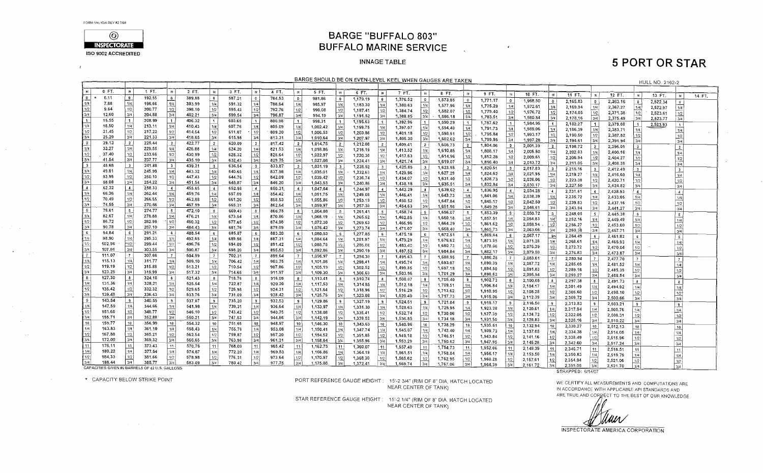FORM 1/4L15W REV #2 7/98

INSPECTORATE
ISO 9002 ACCREDITED

# BARGE "BUFFALO 803"
## BUFFALO MARINE SERVICE

INNAGE TABLE

# 5 PORT OR STAR

BARGE SHOULD BE ON EVEN-LEVEL KEEL WHEN GAUGES ARE TAKEN

HULL NO. 2162-2

| IN | 0 FT. | 1 FT. | 2 FT. | 3 FT. | 4 FT. | 5 FT. | 6 FT. | 7 FT. | 8 FT. | 9 FT. | 10 FT. | 11 FT. | 12 FT. | 13 FT. | 14 FT. |
|---|---|---|---|---|---|---|---|---|---|---|---|---|---|---|---|
| 0 | * 6.11 | 192.55 | 389.88 | 587.21 | 784.53 | 981.86 | 1,179.19 | 1,376.52 | 1,573.85 | 1,771.17 | 1,968.50 | 2,165.83 | 2,363.16 | 2,522.34 | |
| 1/4 | 7.88 | 196.66 | 393.99 | 591.32 | 788.64 | 985.97 | 1,183.30 | 1,380.63 | 1,577.96 | 1,775.29 | 1,972.61 | 2,169.94 | 2,367.27 | 2,522.97 | |
| 1/2 | 9.64 | 200.77 | 398.10 | 595.43 | 792.76 | 990.08 | 1,187.41 | 1,384.74 | 1,582.07 | 1,779.40 | 1,976.72 | 2,174.05 | 2,371.38 | 2,523.61 | |
| 3/4 | 12.60 | 204.88 | 402.21 | 599.54 | 796.87 | 994.19 | 1,191.52 | 1,388.85 | 1,586.18 | 1,783.51 | 1,980.84 | 2,178.16 | 2,375.49 | 2,523.77 | |
| 1 | 15.55 | 208.99 | 406.32 | 603.65 | 800.98 | 998.31 | 1,195.63 | 1,392.96 | 1,590.29 | 1,787.62 | 1,984.95 | 2,182.27 | 2,379.60 | 2,523.93 | |
| 1/4 | 18.50 | 213.11 | 410.43 | 607.76 | 805.09 | 1,002.42 | 1,199.75 | 1,397.07 | 1,594.40 | 1,791.73 | 1,989.06 | 2,186.39 | 2,383.71 | | |
| 1/2 | 21.45 | 217.22 | 414.54 | 611.87 | 809.20 | 1,006.53 | 1,203.86 | 1,401.18 | 1,598.51 | 1,795.84 | 1,993.17 | 2,190.50 | 2,387.82 | | |
| 3/4 | 25.29 | 221.33 | 418.65 | 615.98 | 813.31 | 1,010.64 | 1,207.97 | 1,405.30 | 1,602.62 | 1,799.95 | 1,997.28 | 2,194.61 | 2,391.94 | | |
| 2 | 29.13 | 225.44 | 422.77 | 620.09 | 817.42 | 1,014.75 | 1,212.08 | 1,409.41 | 1,606.73 | 1,804.06 | 2,001.39 | 2,198.72 | 2,396.05 | | |
| 1/4 | 33.27 | 229.55 | 426.88 | 624.20 | 821.53 | 1,018.86 | 1,216.19 | 1,413.52 | 1,610.85 | 1,808.17 | 2,005.50 | 2,202.83 | 2,400.16 | | |
| 1/2 | 37.40 | 233.66 | 430.99 | 628.32 | 825.64 | 1,022.97 | 1,220.30 | 1,417.63 | 1,614.96 | 1,812.28 | 2,009.61 | 2,206.94 | 2,404.27 | | |
| 3/4 | 41.54 | 237.77 | 435.10 | 632.43 | 829.75 | 1,027.08 | 1,224.41 | 1,421.74 | 1,619.07 | 1,816.40 | 2,013.72 | 2,211.05 | 2,408.38 | | |
| 3 | 45.68 | 241.88 | 439.21 | 636.54 | 833.87 | 1,031.19 | 1,228.52 | 1,425.85 | 1,623.18 | 1,820.51 | 2,017.83 | 2,215.16 | 2,412.49 | | |
| 1/4 | 49.81 | 245.99 | 443.32 | 640.65 | 837.98 | 1,035.31 | 1,232.63 | 1,429.96 | 1,627.29 | 1,824.62 | 2,021.95 | 2,219.27 | 2,416.60 | | |
| 1/2 | 53.95 | 250.10 | 447.43 | 644.76 | 842.09 | 1,039.42 | 1,236.74 | 1,434.07 | 1,631.40 | 1,828.73 | 2,026.06 | 2,223.38 | 2,420.71 | | |
| 3/4 | 58.08 | 254.22 | 451.54 | 648.87 | 846.20 | 1,043.53 | 1,240.86 | 1,438.18 | 1,635.51 | 1,832.84 | 2,030.17 | 2,227.50 | 2,424.82 | | |
| 4 | 62.22 | 258.33 | 455.65 | 652.98 | 850.31 | 1,047.64 | 1,244.97 | 1,442.29 | 1,639.62 | 1,836.95 | 2,034.28 | 2,231.61 | 2,428.93 | | |
| 1/4 | 66.36 | 262.44 | 459.76 | 657.09 | 854.42 | 1,051.75 | 1,249.08 | 1,446.41 | 1,643.73 | 1,841.06 | 2,038.39 | 2,235.72 | 2,433.05 | | |
| 1/2 | 70.49 | 266.55 | 463.88 | 661.20 | 858.53 | 1,055.86 | 1,253.19 | 1,450.52 | 1,647.84 | 1,845.17 | 2,042.50 | 2,239.83 | 2,437.16 | | |
| 3/4 | 74.55 | 270.66 | 467.99 | 665.31 | 862.64 | 1,059.97 | 1,257.30 | 1,454.63 | 1,651.96 | 1,849.28 | 2,046.61 | 2,243.94 | 2,441.27 | | |
| 5 | 78.61 | 274.77 | 472.10 | 669.43 | 866.75 | 1,064.08 | 1,261.41 | 1,458.74 | 1,656.07 | 1,853.39 | 2,050.72 | 2,248.05 | 2,445.38 | | |
| 1/4 | 82.67 | 278.88 | 476.21 | 673.54 | 870.86 | 1,068.19 | 1,265.52 | 1,462.85 | 1,660.18 | 1,857.51 | 2,054.83 | 2,252.16 | 2,449.49 | | |
| 1/2 | 86.72 | 282.99 | 480.32 | 677.65 | 874.98 | 1,072.30 | 1,269.63 | 1,466.96 | 1,664.29 | 1,861.62 | 2,058.94 | 2,256.27 | 2,453.60 | | |
| 3/4 | 90.78 | 287.10 | 484.43 | 681.76 | 879.09 | 1,076.42 | 1,273.74 | 1,471.07 | 1,668.40 | 1,865.73 | 2,063.06 | 2,260.38 | 2,457.71 | | |
| 6 | 94.84 | 291.21 | 488.54 | 685.87 | 883.20 | 1,080.53 | 1,277.85 | 1,475.18 | 1,672.51 | 1,869.84 | 2,067.17 | 2,264.49 | 2,461.82 | | |
| 1/4 | 98.90 | 295.33 | 492.65 | 689.98 | 887.31 | 1,084.64 | 1,281.97 | 1,479.29 | 1,676.62 | 1,873.95 | 2,071.28 | 2,268.61 | 2,465.93 | | |
| 1/2 | 102.96 | 299.44 | 496.76 | 694.09 | 891.42 | 1,088.75 | 1,286.08 | 1,483.40 | 1,680.73 | 1,878.06 | 2,075.39 | 2,272.72 | 2,470.04 | | |
| 3/4 | 107.01 | 303.55 | 500.87 | 698.20 | 895.53 | 1,092.86 | 1,290.19 | 1,487.52 | 1,684.84 | 1,882.17 | 2,079.50 | 2,276.83 | 2,473.87 | | |
| 7 | 111.07 | 307.66 | 504.99 | 702.31 | 899.64 | 1,096.97 | 1,294.30 | 1,491.63 | 1,688.95 | 1,886.28 | 2,083.61 | 2,280.94 | 2,477.70 | | |
| 1/4 | 115.13 | 311.77 | 509.10 | 706.42 | 903.75 | 1,101.08 | 1,298.41 | 1,495.74 | 1,693.07 | 1,890.39 | 2,087.72 | 2,285.05 | 2,481.52 | | |
| 1/2 | 119.19 | 315.88 | 513.21 | 710.54 | 907.86 | 1,105.19 | 1,302.52 | 1,499.85 | 1,697.18 | 1,894.50 | 2,091.83 | 2,289.16 | 2,485.35 | | |
| 3/4 | 123.25 | 319.99 | 517.32 | 714.65 | 911.97 | 1,109.30 | 1,306.63 | 1,503.96 | 1,701.29 | 1,898.62 | 2,095.94 | 2,293.27 | 2,488.54 | | |
| 8 | 127.30 | 324.10 | 521.43 | 718.76 | 916.09 | 1,113.41 | 1,310.74 | 1,508.07 | 1,705.40 | 1,902.73 | 2,100.05 | 2,297.38 | 2,491.73 | | |
| 1/4 | 131.36 | 328.21 | 525.54 | 722.87 | 920.20 | 1,117.53 | 1,314.85 | 1,512.18 | 1,709.51 | 1,906.84 | 2,104.17 | 2,301.49 | 2,494.92 | | |
| 1/2 | 135.42 | 332.32 | 529.65 | 726.98 | 924.31 | 1,121.64 | 1,318.96 | 1,516.29 | 1,713.62 | 1,910.95 | 2,108.28 | 2,305.60 | 2,498.10 | | |
| 3/4 | 139.48 | 336.43 | 533.76 | 731.09 | 928.42 | 1,125.75 | 1,323.08 | 1,520.40 | 1,717.73 | 1,915.06 | 2,112.39 | 2,309.72 | 2,500.66 | | |
| 9 | 143.54 | 340.55 | 537.87 | 735.20 | 932.53 | 1,129.86 | 1,327.19 | 1,524.51 | 1,721.84 | 1,919.17 | 2,116.50 | 2,313.83 | 2,503.21 | | |
| 1/4 | 147.59 | 344.66 | 541.98 | 739.31 | 936.64 | 1,133.97 | 1,331.30 | 1,528.63 | 1,725.95 | 1,923.28 | 2,120.61 | 2,317.94 | 2,505.76 | | |
| 1/2 | 151.65 | 348.77 | 546.10 | 743.42 | 940.75 | 1,138.08 | 1,335.41 | 1,532.74 | 1,730.06 | 1,927.39 | 2,124.72 | 2,322.05 | 2,508.31 | | |
| 3/4 | 155.71 | 352.88 | 550.21 | 747.53 | 944.86 | 1,142.19 | 1,339.52 | 1,536.85 | 1,734.18 | 1,931.50 | 2,128.83 | 2,326.16 | 2,510.22 | | |
| 10 | 159.77 | 356.99 | 554.32 | 751.65 | 948.97 | 1,146.30 | 1,343.63 | 1,540.96 | 1,738.29 | 1,935.61 | 2,132.94 | 2,330.27 | 2,512.13 | | |
| 1/4 | 163.83 | 361.10 | 558.43 | 755.76 | 953.08 | 1,150.41 | 1,347.74 | 1,545.07 | 1,742.40 | 1,939.73 | 2,137.05 | 2,334.38 | 2,514.05 | | |
| 1/2 | 167.88 | 365.21 | 562.54 | 759.87 | 957.20 | 1,154.52 | 1,351.85 | 1,549.18 | 1,746.51 | 1,943.84 | 2,141.16 | 2,338.49 | 2,515.96 | | |
| 3/4 | 172.00 | 369.32 | 566.65 | 763.98 | 961.31 | 1,158.64 | 1,355.96 | 1,553.29 | 1,750.62 | 1,947.95 | 2,145.28 | 2,342.60 | 2,517.24 | | |
| 11 | 176.11 | 373.43 | 570.76 | 768.09 | 965.42 | 1,162.75 | 1,360.07 | 1,557.40 | 1,754.73 | 1,952.06 | 2,149.39 | 2,346.71 | 2,518.51 | | |
| 1/4 | 180.22 | 377.54 | 574.87 | 772.20 | 969.53 | 1,166.86 | 1,364.19 | 1,561.51 | 1,758.84 | 1,956.17 | 2,153.50 | 2,350.83 | 2,519.79 | | |
| 1/2 | 184.33 | 381.66 | 578.98 | 776.31 | 973.64 | 1,170.97 | 1,368.30 | 1,565.62 | 1,762.95 | 1,960.28 | 2,157.61 | 2,354.94 | 2,521.06 | | |
| 3/4 | 188.44 | 385.77 | 583.09 | 780.42 | 977.75 | 1,175.08 | 1,372.41 | 1,569.74 | 1,767.06 | 1,964.39 | 2,161.72 | 2,359.05 | 2,521.70 | | |

CAPACITIES GIVEN IN BARRELS OF 42 U.S. GALLONS

STRAPPED: 6/14/07

\* CAPACITY BELOW STRIKE POINT

PORT REFERENCE GAUGE HEIGHT: 15'-2 3/4" (RIM OF 8" DIA. HATCH LOCATED NEAR CENTER OF TANK)

STAR REFERENCE GAUGE HEIGHT: 15'-2 1/4" (RIM OF 8" DIA. HATCH LOCATED NEAR CENTER OF TANK)

WE CERTIFY ALL MEASUREMENTS AND COMPUTATIONS ARE IN ACCORDANCE WITH APPLICABLE API STANDARDS AND ARE TRUE AND CORRECT TO THE BEST OF OUR KNOWLEDGE.

INSPECTORATE AMERICA CORPORATION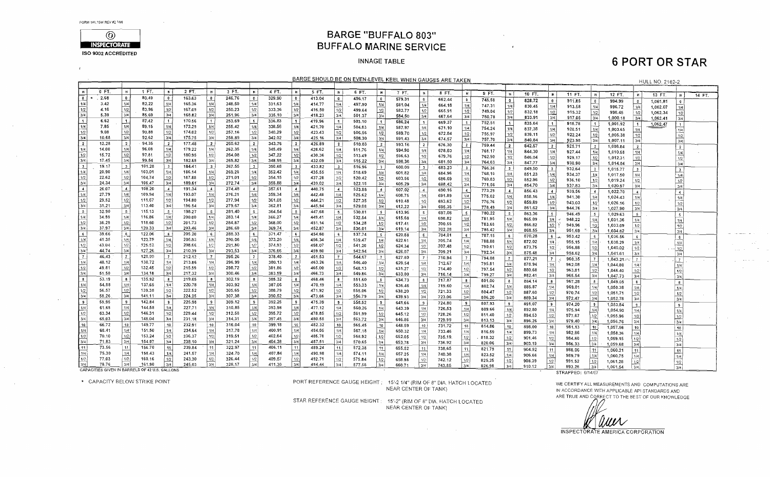FORM 54L15W REV #2 1/98

INSPECTORATE

ISO 9002 ACCREDITED

# BARGE "BUFFALO 803"
# BUFFALO MARINE SERVICE

INNAGE TABLE

## 6 PORT OR STAR

BARGE SHOULD BE ON EVEN-LEVEL KEEL WHEN GAUGES ARE TAKEN

HULL NO. 2162-2

| IN | 0 FT. | IN | 1 FT. | IN | 2 FT. | IN | 3 FT. | IN | 4 FT. | IN | 5 FT. | IN | 6 FT. | IN | 7 FT. | IN | 8 FT. | IN | 9 FT. | IN | 10 FT. | IN | 11 FT. | IN | 12 FT. | IN | 13 FT. | IN | 14 FT. |
|---|---|---|---|---|---|---|---|---|---|---|---|---|---|---|---|---|---|---|---|---|---|---|---|---|---|---|---|---|---|
| 0 | * 2.58 | 0 | 80.49 | 0 | 163.63 | 0 | 246.76 | 0 | 329.90 | 0 | 413.04 | 0 | 496.17 | 0 | 579.31 | 0 | 662.44 | 0 | 745.58 | 0 | 828.72 | 0 | 911.85 | 0 | 994.99 | 0 | 1,061.81 | 0 | |
| 1/4 | 3.42 | 1/4 | 82.22 | 1/4 | 165.36 | 1/4 | 248.50 | 1/4 | 331.63 | 1/4 | 414.77 | 1/4 | 497.90 | 1/4 | 581.04 | 1/4 | 664.18 | 1/4 | 747.31 | 1/4 | 830.45 | 1/4 | 913.58 | 1/4 | 996.72 | 1/4 | 1,062.07 | 1/4 | |
| 1/2 | 4.16 | 1/2 | 83.96 | 1/2 | 167.09 | 1/2 | 250.23 | 1/2 | 333.36 | 1/2 | 416.50 | 1/2 | 499.64 | 1/2 | 582.77 | 1/2 | 665.91 | 1/2 | 749.04 | 1/2 | 832.18 | 1/2 | 915.32 | 1/2 | 998.45 | 1/2 | 1,062.34 | 1/2 | |
| 3/4 | 5.39 | 3/4 | 85.69 | 3/4 | 168.82 | 3/4 | 251.96 | 3/4 | 335.10 | 3/4 | 418.23 | 3/4 | 501.37 | 3/4 | 584.50 | 3/4 | 667.64 | 3/4 | 750.78 | 3/4 | 833.91 | 3/4 | 917.05 | 3/4 | 1,000.18 | 3/4 | 1,062.41 | 3/4 | |
| 1 | 6.62 | 1 | 87.42 | 1 | 170.56 | 1 | 253.69 | 1 | 336.83 | 1 | 419.96 | 1 | 503.10 | 1 | 586.24 | 1 | 669.37 | 1 | 752.51 | 1 | 835.64 | 1 | 918.78 | 1 | 1,001.92 | 1 | 1,062.47 | 1 | |
| 1/4 | 7.85 | 1/4 | 89.15 | 1/4 | 172.29 | 1/4 | 255.42 | 1/4 | 338.56 | 1/4 | 421.70 | 1/4 | 504.83 | 1/4 | 587.97 | 1/4 | 671.10 | 1/4 | 754.24 | 1/4 | 837.38 | 1/4 | 920.51 | 1/4 | 1,003.65 | 1/4 | | 1/4 | |
| 1/2 | 9.08 | 1/2 | 90.88 | 1/2 | 174.02 | 1/2 | 257.16 | 1/2 | 340.29 | 1/2 | 423.43 | 1/2 | 506.56 | 1/2 | 589.70 | 1/2 | 672.84 | 1/2 | 755.97 | 1/2 | 839.11 | 1/2 | 922.24 | 1/2 | 1,005.38 | 1/2 | | 1/2 | |
| 3/4 | 10.68 | 3/4 | 92.62 | 3/4 | 175.75 | 3/4 | 258.89 | 3/4 | 342.02 | 3/4 | 425.16 | 3/4 | 508.30 | 3/4 | 591.43 | 3/4 | 674.57 | 3/4 | 757.70 | 3/4 | 840.84 | 3/4 | 923.98 | 3/4 | 1,007.11 | 3/4 | | 3/4 | |
| 2 | 12.28 | 2 | 94.35 | 2 | 177.48 | 2 | 260.62 | 2 | 343.76 | 2 | 426.89 | 2 | 510.03 | 2 | 593.16 | 2 | 676.30 | 2 | 759.44 | 2 | 842.57 | 2 | 925.71 | 2 | 1,008.84 | 2 | | 2 | |
| 1/4 | 14.00 | 1/4 | 96.08 | 1/4 | 179.22 | 1/4 | 262.35 | 1/4 | 345.49 | 1/4 | 428.62 | 1/4 | 511.76 | 1/4 | 594.90 | 1/4 | 678.03 | 1/4 | 761.17 | 1/4 | 844.30 | 1/4 | 927.44 | 1/4 | 1,010.58 | 1/4 | | 1/4 | |
| 1/2 | 15.72 | 1/2 | 97.81 | 1/2 | 180.95 | 1/2 | 264.08 | 1/2 | 347.22 | 1/2 | 430.36 | 1/2 | 513.49 | 1/2 | 596.63 | 1/2 | 679.76 | 1/2 | 762.90 | 1/2 | 846.04 | 1/2 | 929.17 | 1/2 | 1,012.31 | 1/2 | | 1/2 | |
| 3/4 | 17.45 | 3/4 | 99.54 | 3/4 | 182.68 | 3/4 | 265.82 | 3/4 | 348.95 | 3/4 | 432.09 | 3/4 | 515.22 | 3/4 | 598.36 | 3/4 | 681.50 | 3/4 | 764.63 | 3/4 | 847.77 | 3/4 | 930.90 | 3/4 | 1,014.04 | 3/4 | | 3/4 | |
| 3 | 19.17 | 3 | 101.28 | 3 | 184.41 | 3 | 267.55 | 3 | 350.68 | 3 | 433.82 | 3 | 516.96 | 3 | 600.09 | 3 | 683.23 | 3 | 766.36 | 3 | 849.50 | 3 | 932.64 | 3 | 1,015.77 | 3 | | 3 | |
| 1/4 | 20.90 | 1/4 | 103.01 | 1/4 | 186.14 | 1/4 | 269.28 | 1/4 | 352.42 | 1/4 | 435.55 | 1/4 | 518.69 | 1/4 | 601.82 | 1/4 | 684.96 | 1/4 | 768.10 | 1/4 | 851.23 | 1/4 | 934.37 | 1/4 | 1,017.50 | 1/4 | | 1/4 | |
| 1/2 | 22.62 | 1/2 | 104.74 | 1/2 | 187.88 | 1/2 | 271.01 | 1/2 | 354.15 | 1/2 | 437.28 | 1/2 | 520.42 | 1/2 | 603.56 | 1/2 | 686.69 | 1/2 | 769.83 | 1/2 | 852.96 | 1/2 | 936.10 | 1/2 | 1,019.24 | 1/2 | | 1/2 | |
| 3/4 | 24.34 | 3/4 | 106.47 | 3/4 | 189.61 | 3/4 | 272.74 | 3/4 | 355.88 | 3/4 | 439.02 | 3/4 | 522.15 | 3/4 | 605.29 | 3/4 | 688.42 | 3/4 | 771.56 | 3/4 | 854.70 | 3/4 | 937.83 | 3/4 | 1,020.97 | 3/4 | | 3/4 | |
| 4 | 26.07 | 4 | 108.20 | 4 | 191.34 | 4 | 274.48 | 4 | 357.61 | 4 | 440.75 | 4 | 523.88 | 4 | 607.02 | 4 | 690.16 | 4 | 773.29 | 4 | 856.43 | 4 | 939.56 | 4 | 1,022.70 | 4 | | 4 | |
| 1/4 | 27.79 | 1/4 | 109.94 | 1/4 | 193.07 | 1/4 | 276.21 | 1/4 | 359.34 | 1/4 | 442.48 | 1/4 | 525.62 | 1/4 | 608.75 | 1/4 | 691.89 | 1/4 | 775.02 | 1/4 | 858.16 | 1/4 | 941.30 | 1/4 | 1,024.43 | 1/4 | | 1/4 | |
| 1/2 | 29.52 | 1/2 | 111.67 | 1/2 | 194.80 | 1/2 | 277.94 | 1/2 | 361.08 | 1/2 | 444.21 | 1/2 | 527.35 | 1/2 | 610.48 | 1/2 | 693.62 | 1/2 | 776.76 | 1/2 | 859.89 | 1/2 | 943.03 | 1/2 | 1,026.16 | 1/2 | | 1/2 | |
| 3/4 | 31.21 | 3/4 | 113.40 | 3/4 | 196.54 | 3/4 | 279.67 | 3/4 | 362.81 | 3/4 | 445.94 | 3/4 | 529.08 | 3/4 | 612.22 | 3/4 | 695.35 | 3/4 | 778.49 | 3/4 | 861.62 | 3/4 | 944.76 | 3/4 | 1,027.90 | 3/4 | | 3/4 | |
| 5 | 32.90 | 5 | 115.13 | 5 | 198.27 | 5 | 281.40 | 5 | 364.54 | 5 | 447.68 | 5 | 530.81 | 5 | 613.95 | 5 | 697.08 | 5 | 780.22 | 5 | 863.36 | 5 | 946.49 | 5 | 1,029.63 | 5 | | 5 | |
| 1/4 | 34.59 | 1/4 | 116.86 | 1/4 | 200.00 | 1/4 | 283.14 | 1/4 | 366.27 | 1/4 | 449.41 | 1/4 | 532.54 | 1/4 | 615.68 | 1/4 | 698.82 | 1/4 | 781.95 | 1/4 | 865.09 | 1/4 | 948.22 | 1/4 | 1,031.36 | 1/4 | | 1/4 | |
| 1/2 | 36.28 | 1/2 | 118.60 | 1/2 | 201.73 | 1/2 | 284.87 | 1/2 | 368.00 | 1/2 | 451.14 | 1/2 | 534.28 | 1/2 | 617.41 | 1/2 | 700.55 | 1/2 | 783.68 | 1/2 | 866.82 | 1/2 | 949.96 | 1/2 | 1,033.09 | 1/2 | | 1/2 | |
| 3/4 | 37.97 | 3/4 | 120.33 | 3/4 | 203.46 | 3/4 | 286.60 | 3/4 | 369.74 | 3/4 | 452.87 | 3/4 | 536.01 | 3/4 | 619.14 | 3/4 | 702.28 | 3/4 | 785.42 | 3/4 | 868.55 | 3/4 | 951.69 | 3/4 | 1,034.82 | 3/4 | | 3/4 | |
| 6 | 39.66 | 6 | 122.06 | 6 | 205.20 | 6 | 288.33 | 6 | 371.47 | 6 | 454.60 | 6 | 537.74 | 6 | 620.88 | 6 | 704.01 | 6 | 787.15 | 6 | 870.28 | 6 | 953.42 | 6 | 1,036.56 | 6 | | 6 | |
| 1/4 | 41.35 | 1/4 | 123.79 | 1/4 | 206.93 | 1/4 | 290.06 | 1/4 | 373.20 | 1/4 | 456.34 | 1/4 | 539.47 | 1/4 | 622.61 | 1/4 | 705.74 | 1/4 | 788.88 | 1/4 | 872.02 | 1/4 | 955.15 | 1/4 | 1,038.29 | 1/4 | | 1/4 | |
| 1/2 | 43.04 | 1/2 | 125.52 | 1/2 | 208.66 | 1/2 | 291.80 | 1/2 | 374.93 | 1/2 | 458.07 | 1/2 | 541.20 | 1/2 | 624.34 | 1/2 | 707.48 | 1/2 | 790.61 | 1/2 | 873.75 | 1/2 | 956.88 | 1/2 | 1,040.02 | 1/2 | | 1/2 | |
| 3/4 | 44.74 | 3/4 | 127.26 | 3/4 | 210.39 | 3/4 | 293.53 | 3/4 | 376.66 | 3/4 | 459.80 | 3/4 | 542.94 | 3/4 | 626.07 | 3/4 | 709.21 | 3/4 | 792.34 | 3/4 | 875.48 | 3/4 | 958.62 | 3/4 | 1,041.61 | 3/4 | | 3/4 | |
| 7 | 46.43 | 7 | 128.99 | 7 | 212.12 | 7 | 295.26 | 7 | 378.40 | 7 | 461.53 | 7 | 544.67 | 7 | 627.80 | 7 | 710.94 | 7 | 794.08 | 7 | 877.21 | 7 | 960.35 | 7 | 1,043.21 | 7 | | 7 | |
| 1/4 | 48.12 | 1/4 | 130.72 | 1/4 | 213.86 | 1/4 | 296.99 | 1/4 | 380.13 | 1/4 | 463.26 | 1/4 | 546.40 | 1/4 | 629.54 | 1/4 | 712.67 | 1/4 | 795.81 | 1/4 | 878.94 | 1/4 | 962.08 | 1/4 | 1,044.80 | 1/4 | | 1/4 | |
| 1/2 | 49.81 | 1/2 | 132.45 | 1/2 | 215.59 | 1/2 | 298.72 | 1/2 | 381.86 | 1/2 | 465.00 | 1/2 | 548.13 | 1/2 | 631.27 | 1/2 | 714.40 | 1/2 | 797.54 | 1/2 | 880.68 | 1/2 | 963.81 | 1/2 | 1,046.40 | 1/2 | | 1/2 | |
| 3/4 | 51.50 | 3/4 | 134.18 | 3/4 | 217.32 | 3/4 | 300.46 | 3/4 | 383.59 | 3/4 | 466.73 | 3/4 | 549.86 | 3/4 | 633.00 | 3/4 | 716.14 | 3/4 | 799.27 | 3/4 | 882.41 | 3/4 | 965.54 | 3/4 | 1,047.73 | 3/4 | | 3/4 | |
| 8 | 53.19 | 8 | 135.92 | 8 | 219.05 | 8 | 302.19 | 8 | 385.32 | 8 | 468.46 | 8 | 551.60 | 8 | 634.73 | 8 | 717.87 | 8 | 801.00 | 8 | 884.14 | 8 | 967.28 | 8 | 1,049.05 | 8 | | 8 | |
| 1/4 | 54.88 | 1/4 | 137.65 | 1/4 | 220.78 | 1/4 | 303.92 | 1/4 | 387.06 | 1/4 | 470.19 | 1/4 | 553.33 | 1/4 | 636.46 | 1/4 | 719.60 | 1/4 | 802.74 | 1/4 | 885.87 | 1/4 | 969.01 | 1/4 | 1,050.38 | 1/4 | | 1/4 | |
| 1/2 | 56.57 | 1/2 | 139.38 | 1/2 | 222.52 | 1/2 | 305.65 | 1/2 | 388.79 | 1/2 | 471.92 | 1/2 | 555.06 | 1/2 | 638.20 | 1/2 | 721.33 | 1/2 | 804.47 | 1/2 | 887.60 | 1/2 | 970.74 | 1/2 | 1,051.71 | 1/2 | | 1/2 | |
| 3/4 | 58.26 | 3/4 | 141.11 | 3/4 | 224.25 | 3/4 | 307.38 | 3/4 | 390.52 | 3/4 | 473.66 | 3/4 | 556.79 | 3/4 | 639.93 | 3/4 | 723.06 | 3/4 | 806.20 | 3/4 | 889.34 | 3/4 | 972.47 | 3/4 | 1,052.78 | 3/4 | | 3/4 | |
| 9 | 59.95 | 9 | 142.84 | 9 | 225.98 | 9 | 309.12 | 9 | 392.25 | 9 | 475.39 | 9 | 558.52 | 9 | 641.66 | 9 | 724.80 | 9 | 807.93 | 9 | 891.07 | 9 | 974.20 | 9 | 1,053.84 | 9 | | 9 | |
| 1/4 | 61.65 | 1/4 | 144.58 | 1/4 | 227.71 | 1/4 | 310.85 | 1/4 | 393.98 | 1/4 | 477.12 | 1/4 | 560.26 | 1/4 | 643.39 | 1/4 | 726.53 | 1/4 | 809.66 | 1/4 | 892.80 | 1/4 | 975.94 | 1/4 | 1,054.90 | 1/4 | | 1/4 | |
| 1/2 | 63.34 | 1/2 | 146.31 | 1/2 | 229.44 | 1/2 | 312.58 | 1/2 | 395.72 | 1/2 | 478.85 | 1/2 | 561.99 | 1/2 | 645.12 | 1/2 | 728.26 | 1/2 | 811.40 | 1/2 | 894.53 | 1/2 | 977.67 | 1/2 | 1,055.96 | 1/2 | | 1/2 | |
| 3/4 | 65.03 | 3/4 | 148.04 | 3/4 | 231.18 | 3/4 | 314.31 | 3/4 | 397.45 | 3/4 | 480.58 | 3/4 | 563.72 | 3/4 | 646.86 | 3/4 | 729.99 | 3/4 | 813.13 | 3/4 | 896.26 | 3/4 | 979.40 | 3/4 | 1,056.76 | 3/4 | | 3/4 | |
| 10 | 66.72 | 10 | 149.77 | 10 | 232.91 | 10 | 316.04 | 10 | 399.18 | 10 | 482.32 | 10 | 565.45 | 10 | 648.59 | 10 | 731.72 | 10 | 814.86 | 10 | 898.00 | 10 | 981.13 | 10 | 1,057.56 | 10 | | 10 | |
| 1/4 | 68.41 | 1/4 | 151.50 | 1/4 | 234.64 | 1/4 | 317.78 | 1/4 | 400.91 | 1/4 | 484.05 | 1/4 | 567.18 | 1/4 | 650.32 | 1/4 | 733.46 | 1/4 | 816.59 | 1/4 | 899.73 | 1/4 | 982.86 | 1/4 | 1,058.36 | 1/4 | | 1/4 | |
| 1/2 | 70.10 | 1/2 | 153.24 | 1/2 | 236.37 | 1/2 | 319.51 | 1/2 | 402.64 | 1/2 | 485.78 | 1/2 | 568.92 | 1/2 | 652.05 | 1/2 | 735.19 | 1/2 | 818.32 | 1/2 | 901.46 | 1/2 | 984.60 | 1/2 | 1,059.15 | 1/2 | | 1/2 | |
| 3/4 | 71.83 | 3/4 | 154.97 | 3/4 | 238.10 | 3/4 | 321.24 | 3/4 | 404.38 | 3/4 | 487.51 | 3/4 | 570.65 | 3/4 | 653.78 | 3/4 | 736.92 | 3/4 | 820.06 | 3/4 | 903.19 | 3/4 | 986.33 | 3/4 | 1,059.68 | 3/4 | | 3/4 | |
| 11 | 73.56 | 11 | 156.70 | 11 | 239.84 | 11 | 322.97 | 11 | 406.11 | 11 | 489.24 | 11 | 572.38 | 11 | 655.52 | 11 | 738.65 | 11 | 821.79 | 11 | 904.92 | 11 | 988.06 | 11 | 1,060.21 | 11 | | 11 | |
| 1/4 | 75.30 | 1/4 | 158.43 | 1/4 | 241.57 | 1/4 | 324.70 | 1/4 | 407.84 | 1/4 | 490.98 | 1/4 | 574.11 | 1/4 | 657.25 | 1/4 | 740.38 | 1/4 | 823.52 | 1/4 | 906.66 | 1/4 | 989.79 | 1/4 | 1,060.75 | 1/4 | | 1/4 | |
| 1/2 | 77.03 | 1/2 | 160.16 | 1/2 | 243.30 | 1/2 | 326.44 | 1/2 | 409.57 | 1/2 | 492.71 | 1/2 | 575.84 | 1/2 | 658.98 | 1/2 | 742.12 | 1/2 | 825.25 | 1/2 | 908.39 | 1/2 | 991.52 | 1/2 | 1,061.28 | 1/2 | | 1/2 | |
| 3/4 | 78.76 | 3/4 | 161.90 | 3/4 | 245.03 | 3/4 | 328.17 | 3/4 | 411.30 | 3/4 | 494.44 | 3/4 | 577.58 | 3/4 | 660.71 | 3/4 | 743.85 | 3/4 | 826.98 | 3/4 | 910.12 | 3/4 | 993.26 | 3/4 | 1,061.54 | 3/4 | | 3/4 | |

CAPACITIES GIVEN IN BARRELS OF 42 U.S. GALLONS

STRAPPED: 6/14/07

\* CAPACITY BELOW STRIKE POINT

PORT REFERENCE GAUGE HEIGHT : 15'-2 1/4" (RIM OF 8" DIA. HATCH LOCATED NEAR CENTER OF TANK)

STAR REFERENCE GAUGE HEIGHT : 15'-2" (RIM OF 8" DIA. HATCH LOCATED NEAR CENTER OF TANK)

WE CERTIFY ALL MEASUREMENTS AND COMPUTATIONS ARE IN ACCORDANCE WITH APPLICABLE API STANDARDS AND ARE TRUE AND CORRECT TO THE BEST OF OUR KNOWLEDGE

INSPECTORATE AMERICA CORPORATION